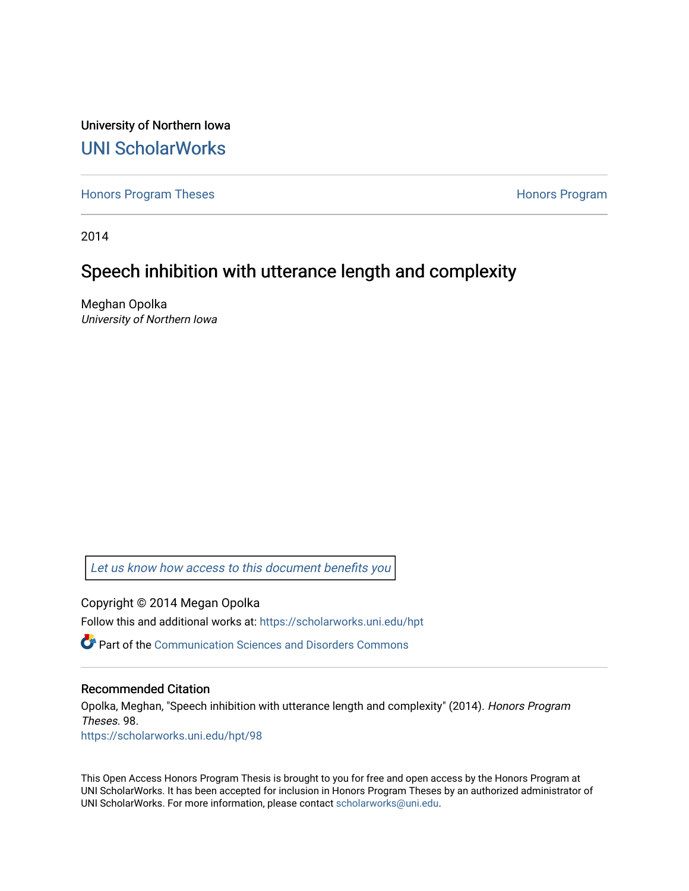University of Northern Iowa

# UNI ScholarWorks

Honors Program Theses | Honors Program

2014

## Speech inhibition with utterance length and complexity

Meghan Opolka
*University of Northern Iowa*

*Let us know how access to this document benefits you*

Copyright © 2014 Megan Opolka

Follow this and additional works at: https://scholarworks.uni.edu/hpt

Part of the Communication Sciences and Disorders Commons

### Recommended Citation

Opolka, Meghan, "Speech inhibition with utterance length and complexity" (2014). *Honors Program Theses*. 98.
https://scholarworks.uni.edu/hpt/98

This Open Access Honors Program Thesis is brought to you for free and open access by the Honors Program at UNI ScholarWorks. It has been accepted for inclusion in Honors Program Theses by an authorized administrator of UNI ScholarWorks. For more information, please contact scholarworks@uni.edu.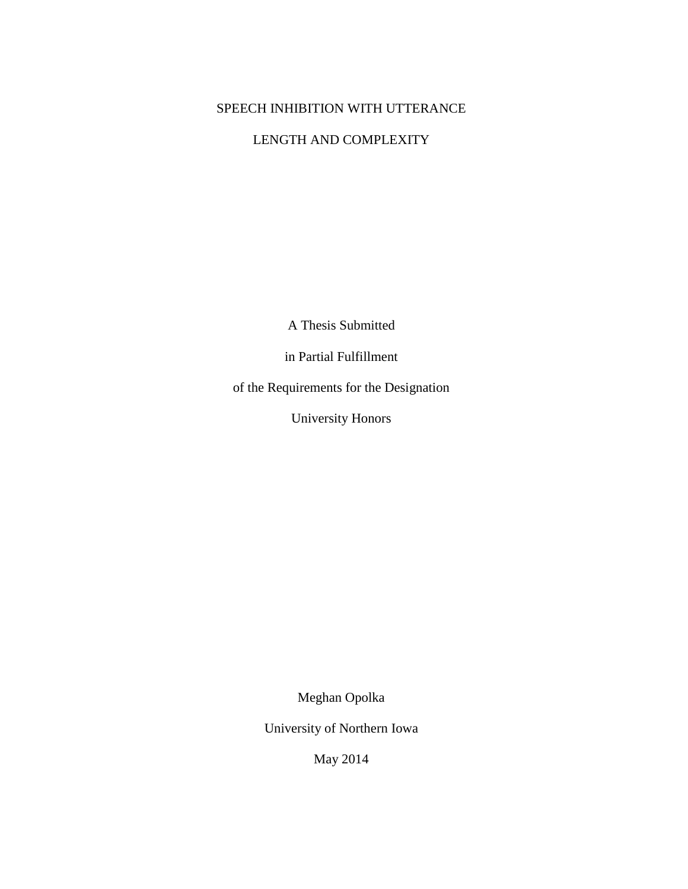# SPEECH INHIBITION WITH UTTERANCE LENGTH AND COMPLEXITY

A Thesis Submitted

in Partial Fulfillment

of the Requirements for the Designation

University Honors

Meghan Opolka

University of Northern Iowa

May 2014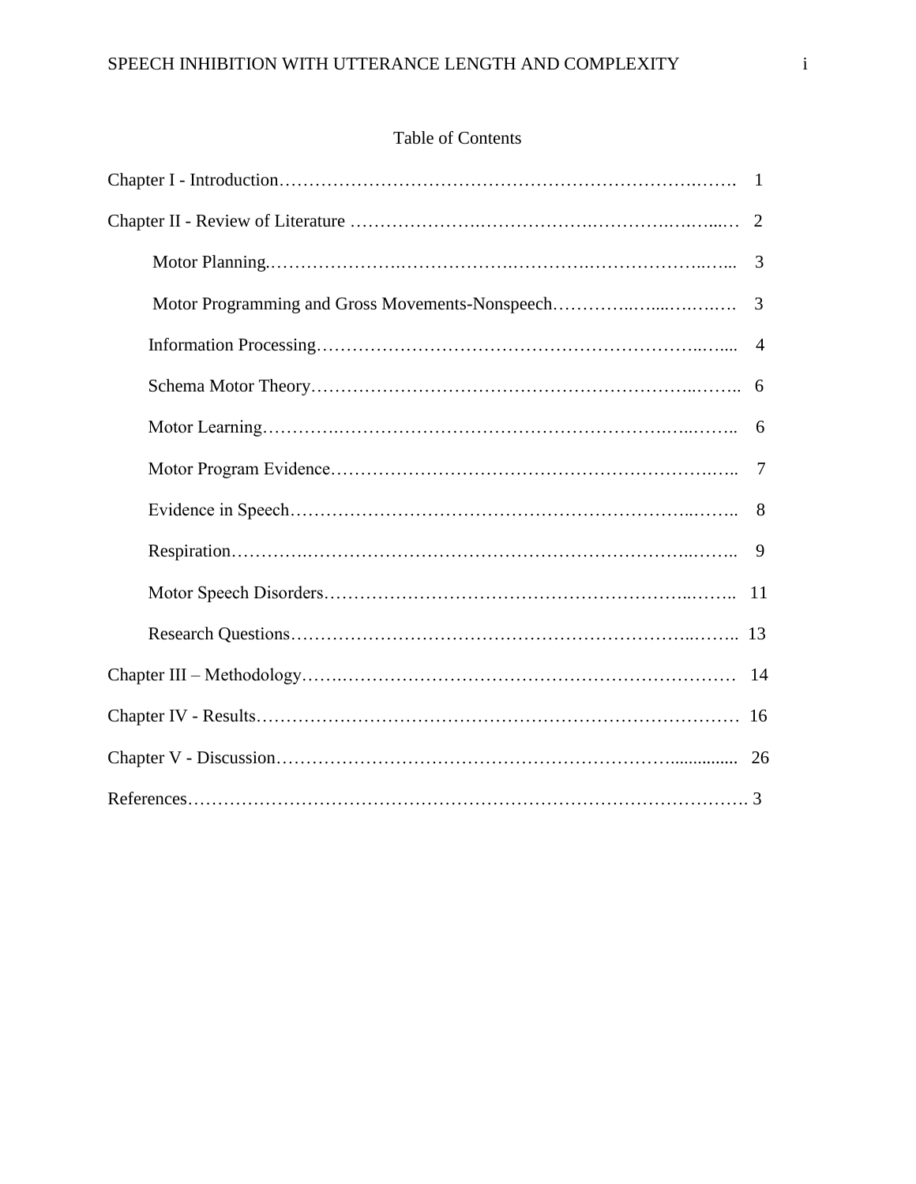# Table of Contents

Chapter I - Introduction.......................................................................................... 1

Chapter II - Review of Literature .............................................................................. 2

- Motor Planning.............................................................................................. 3
- Motor Programming and Gross Movements-Nonspeech........................................ 3
- Information Processing.................................................................................... 4
- Schema Motor Theory...................................................................................... 6
- Motor Learning............................................................................................... 6
- Motor Program Evidence.................................................................................. 7
- Evidence in Speech.......................................................................................... 8
- Respiration..................................................................................................... 9
- Motor Speech Disorders................................................................................... 11
- Research Questions.......................................................................................... 13

Chapter III – Methodology......................................................................................... 14

Chapter IV - Results.................................................................................................. 16

Chapter V - Discussion.............................................................................................. 26

References.............................................................................................................. 3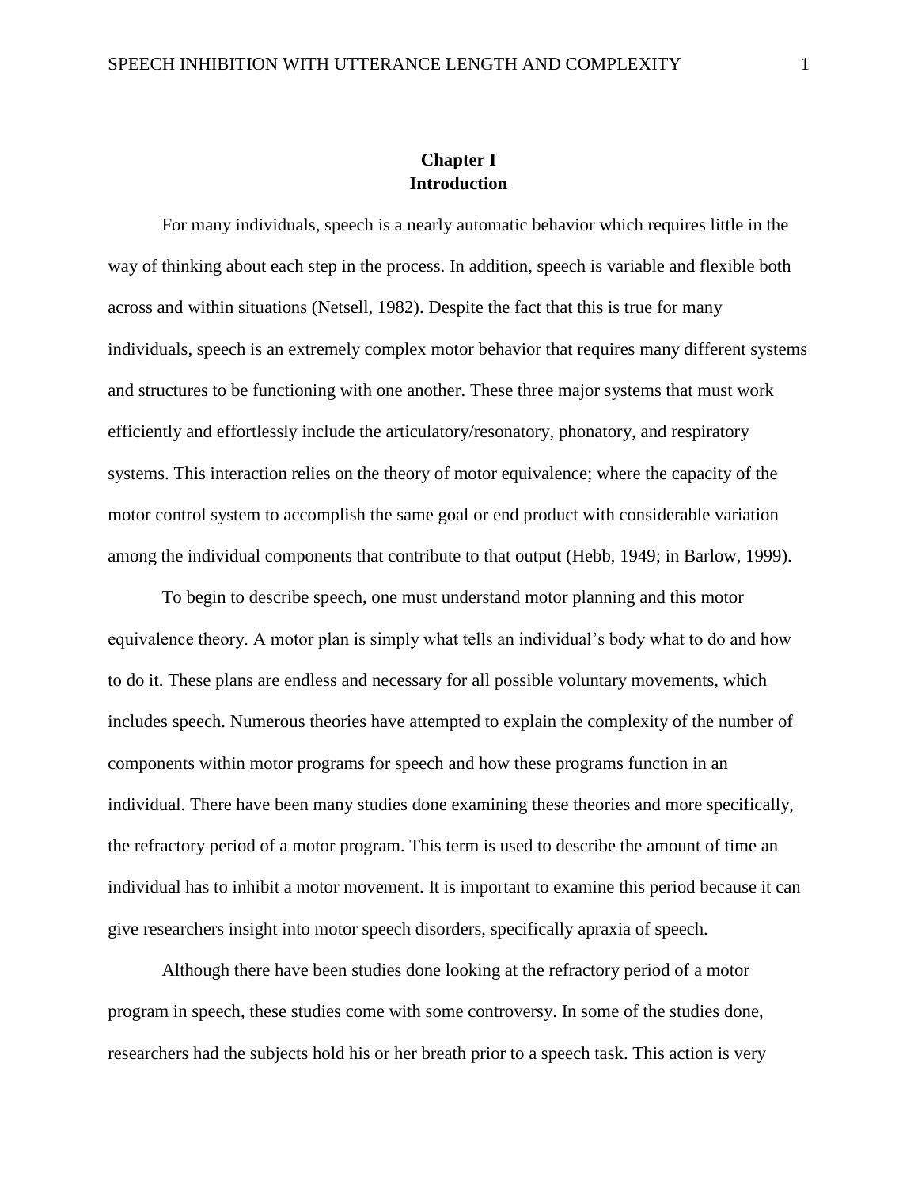# Chapter I
# Introduction

For many individuals, speech is a nearly automatic behavior which requires little in the way of thinking about each step in the process. In addition, speech is variable and flexible both across and within situations (Netsell, 1982). Despite the fact that this is true for many individuals, speech is an extremely complex motor behavior that requires many different systems and structures to be functioning with one another. These three major systems that must work efficiently and effortlessly include the articulatory/resonatory, phonatory, and respiratory systems. This interaction relies on the theory of motor equivalence; where the capacity of the motor control system to accomplish the same goal or end product with considerable variation among the individual components that contribute to that output (Hebb, 1949; in Barlow, 1999).

To begin to describe speech, one must understand motor planning and this motor equivalence theory. A motor plan is simply what tells an individual's body what to do and how to do it. These plans are endless and necessary for all possible voluntary movements, which includes speech. Numerous theories have attempted to explain the complexity of the number of components within motor programs for speech and how these programs function in an individual. There have been many studies done examining these theories and more specifically, the refractory period of a motor program. This term is used to describe the amount of time an individual has to inhibit a motor movement. It is important to examine this period because it can give researchers insight into motor speech disorders, specifically apraxia of speech.

Although there have been studies done looking at the refractory period of a motor program in speech, these studies come with some controversy. In some of the studies done, researchers had the subjects hold his or her breath prior to a speech task. This action is very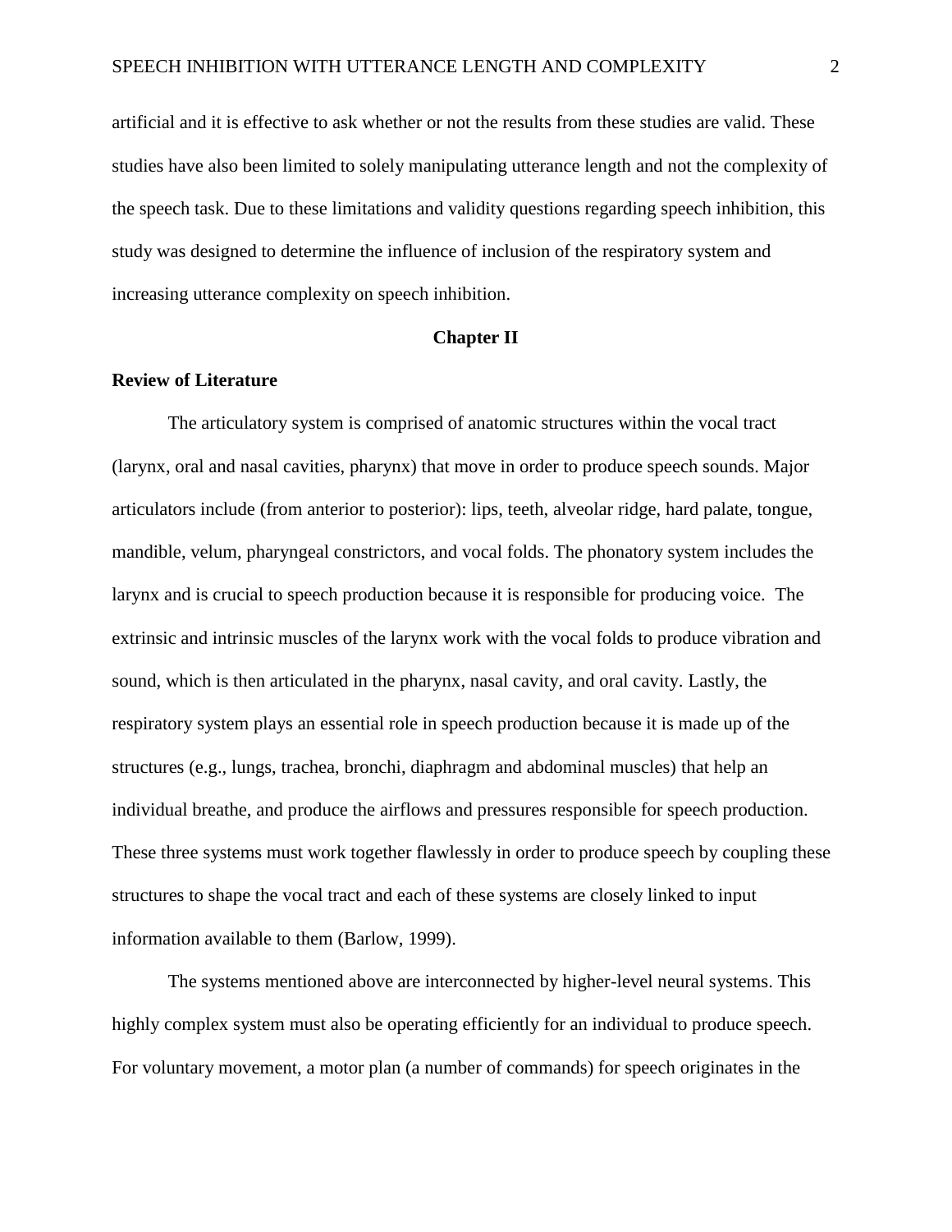artificial and it is effective to ask whether or not the results from these studies are valid. These studies have also been limited to solely manipulating utterance length and not the complexity of the speech task. Due to these limitations and validity questions regarding speech inhibition, this study was designed to determine the influence of inclusion of the respiratory system and increasing utterance complexity on speech inhibition.

# Chapter II

## Review of Literature

The articulatory system is comprised of anatomic structures within the vocal tract (larynx, oral and nasal cavities, pharynx) that move in order to produce speech sounds. Major articulators include (from anterior to posterior): lips, teeth, alveolar ridge, hard palate, tongue, mandible, velum, pharyngeal constrictors, and vocal folds. The phonatory system includes the larynx and is crucial to speech production because it is responsible for producing voice. The extrinsic and intrinsic muscles of the larynx work with the vocal folds to produce vibration and sound, which is then articulated in the pharynx, nasal cavity, and oral cavity. Lastly, the respiratory system plays an essential role in speech production because it is made up of the structures (e.g., lungs, trachea, bronchi, diaphragm and abdominal muscles) that help an individual breathe, and produce the airflows and pressures responsible for speech production. These three systems must work together flawlessly in order to produce speech by coupling these structures to shape the vocal tract and each of these systems are closely linked to input information available to them (Barlow, 1999).

The systems mentioned above are interconnected by higher-level neural systems. This highly complex system must also be operating efficiently for an individual to produce speech. For voluntary movement, a motor plan (a number of commands) for speech originates in the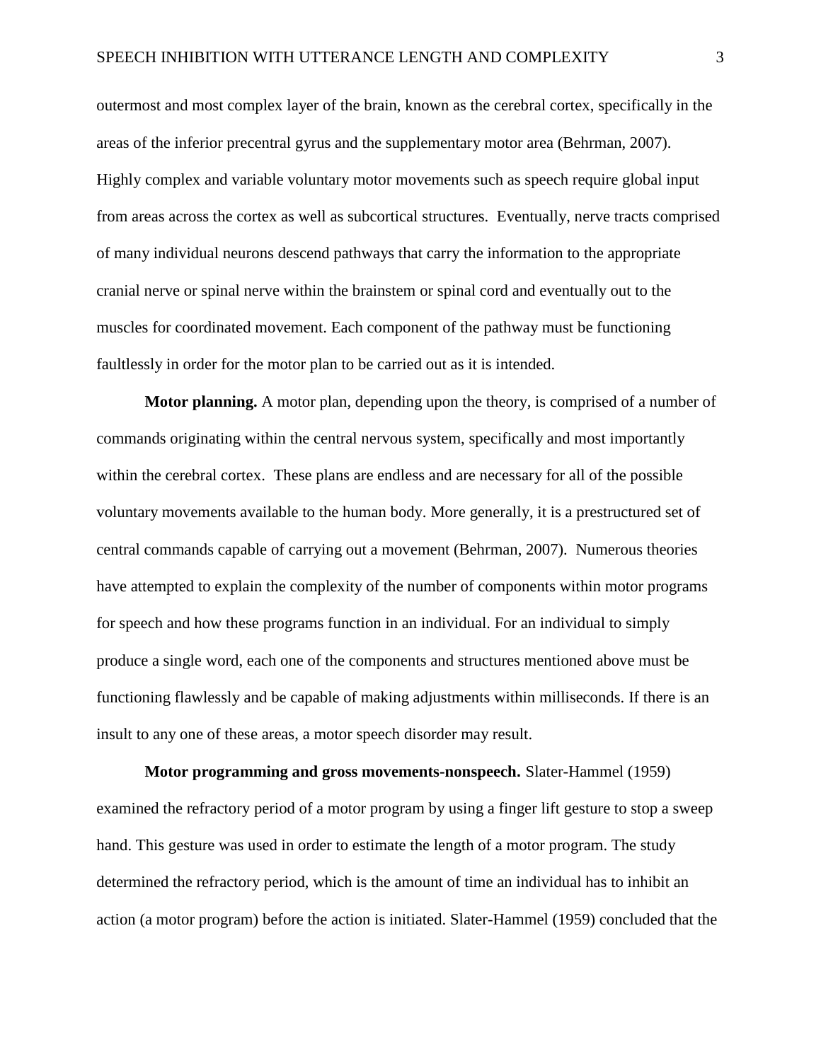outermost and most complex layer of the brain, known as the cerebral cortex, specifically in the areas of the inferior precentral gyrus and the supplementary motor area (Behrman, 2007). Highly complex and variable voluntary motor movements such as speech require global input from areas across the cortex as well as subcortical structures. Eventually, nerve tracts comprised of many individual neurons descend pathways that carry the information to the appropriate cranial nerve or spinal nerve within the brainstem or spinal cord and eventually out to the muscles for coordinated movement. Each component of the pathway must be functioning faultlessly in order for the motor plan to be carried out as it is intended.

**Motor planning.** A motor plan, depending upon the theory, is comprised of a number of commands originating within the central nervous system, specifically and most importantly within the cerebral cortex. These plans are endless and are necessary for all of the possible voluntary movements available to the human body. More generally, it is a prestructured set of central commands capable of carrying out a movement (Behrman, 2007). Numerous theories have attempted to explain the complexity of the number of components within motor programs for speech and how these programs function in an individual. For an individual to simply produce a single word, each one of the components and structures mentioned above must be functioning flawlessly and be capable of making adjustments within milliseconds. If there is an insult to any one of these areas, a motor speech disorder may result.

**Motor programming and gross movements-nonspeech.** Slater-Hammel (1959) examined the refractory period of a motor program by using a finger lift gesture to stop a sweep hand. This gesture was used in order to estimate the length of a motor program. The study determined the refractory period, which is the amount of time an individual has to inhibit an action (a motor program) before the action is initiated. Slater-Hammel (1959) concluded that the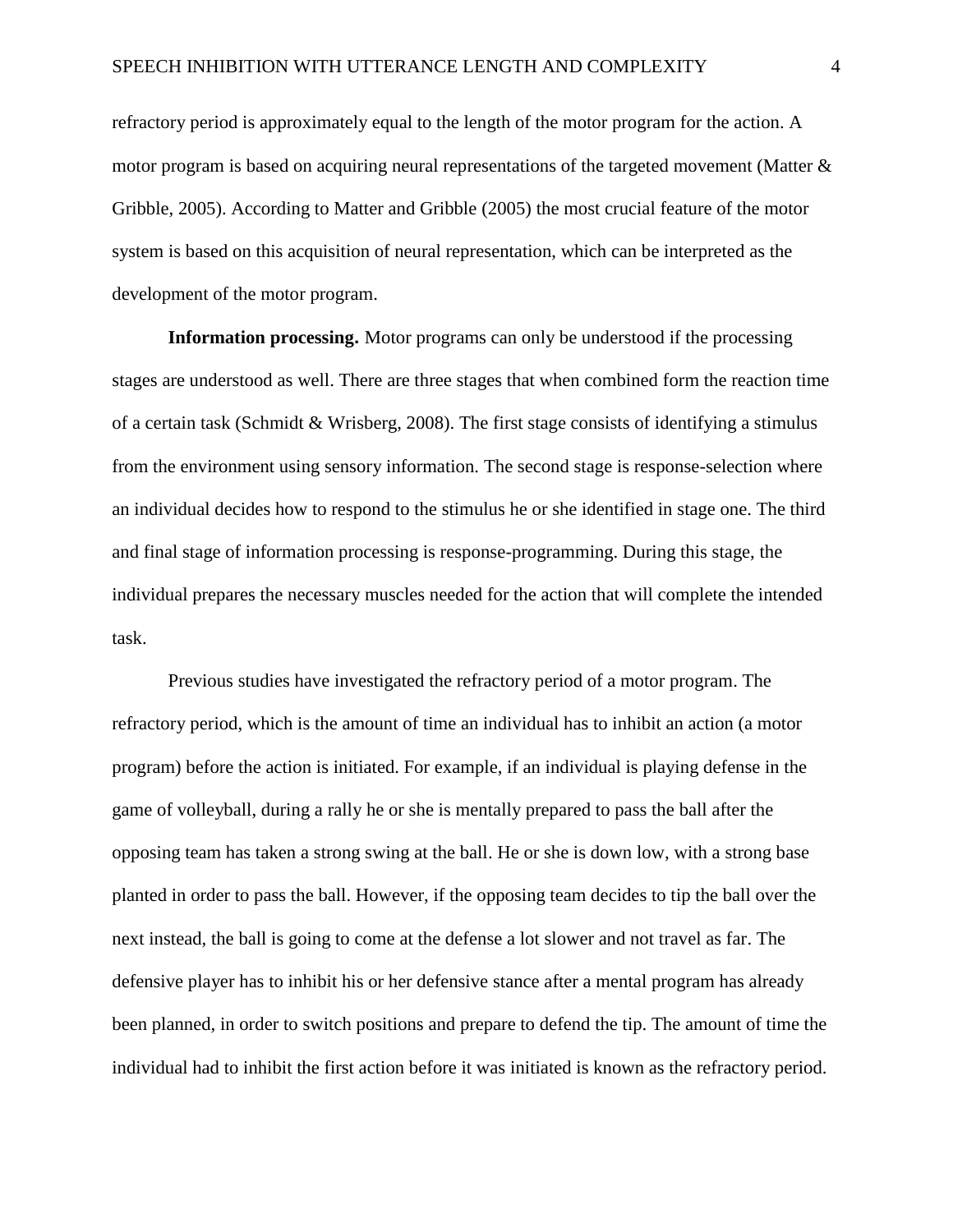refractory period is approximately equal to the length of the motor program for the action. A motor program is based on acquiring neural representations of the targeted movement (Matter & Gribble, 2005). According to Matter and Gribble (2005) the most crucial feature of the motor system is based on this acquisition of neural representation, which can be interpreted as the development of the motor program.

**Information processing.** Motor programs can only be understood if the processing stages are understood as well. There are three stages that when combined form the reaction time of a certain task (Schmidt & Wrisberg, 2008). The first stage consists of identifying a stimulus from the environment using sensory information. The second stage is response-selection where an individual decides how to respond to the stimulus he or she identified in stage one. The third and final stage of information processing is response-programming. During this stage, the individual prepares the necessary muscles needed for the action that will complete the intended task.

Previous studies have investigated the refractory period of a motor program. The refractory period, which is the amount of time an individual has to inhibit an action (a motor program) before the action is initiated. For example, if an individual is playing defense in the game of volleyball, during a rally he or she is mentally prepared to pass the ball after the opposing team has taken a strong swing at the ball. He or she is down low, with a strong base planted in order to pass the ball. However, if the opposing team decides to tip the ball over the next instead, the ball is going to come at the defense a lot slower and not travel as far. The defensive player has to inhibit his or her defensive stance after a mental program has already been planned, in order to switch positions and prepare to defend the tip. The amount of time the individual had to inhibit the first action before it was initiated is known as the refractory period.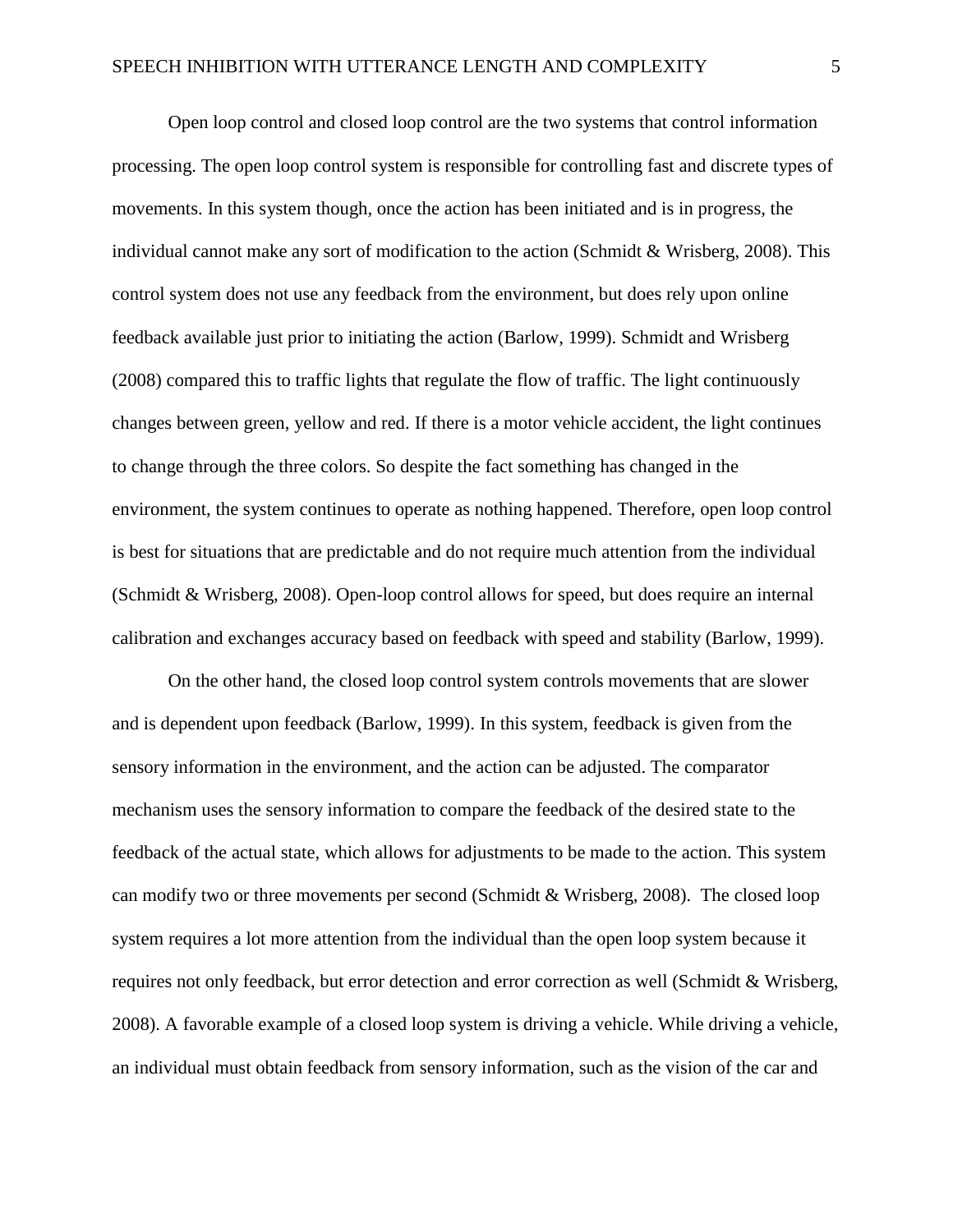Open loop control and closed loop control are the two systems that control information processing. The open loop control system is responsible for controlling fast and discrete types of movements. In this system though, once the action has been initiated and is in progress, the individual cannot make any sort of modification to the action (Schmidt & Wrisberg, 2008). This control system does not use any feedback from the environment, but does rely upon online feedback available just prior to initiating the action (Barlow, 1999). Schmidt and Wrisberg (2008) compared this to traffic lights that regulate the flow of traffic. The light continuously changes between green, yellow and red. If there is a motor vehicle accident, the light continues to change through the three colors. So despite the fact something has changed in the environment, the system continues to operate as nothing happened. Therefore, open loop control is best for situations that are predictable and do not require much attention from the individual (Schmidt & Wrisberg, 2008). Open-loop control allows for speed, but does require an internal calibration and exchanges accuracy based on feedback with speed and stability (Barlow, 1999).

On the other hand, the closed loop control system controls movements that are slower and is dependent upon feedback (Barlow, 1999). In this system, feedback is given from the sensory information in the environment, and the action can be adjusted. The comparator mechanism uses the sensory information to compare the feedback of the desired state to the feedback of the actual state, which allows for adjustments to be made to the action. This system can modify two or three movements per second (Schmidt & Wrisberg, 2008). The closed loop system requires a lot more attention from the individual than the open loop system because it requires not only feedback, but error detection and error correction as well (Schmidt & Wrisberg, 2008). A favorable example of a closed loop system is driving a vehicle. While driving a vehicle, an individual must obtain feedback from sensory information, such as the vision of the car and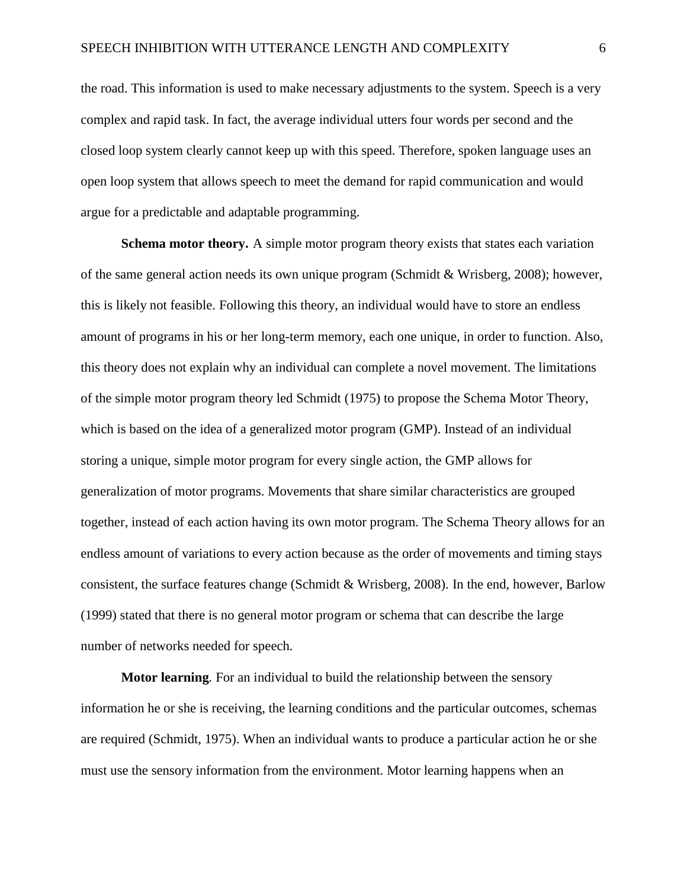the road. This information is used to make necessary adjustments to the system. Speech is a very complex and rapid task. In fact, the average individual utters four words per second and the closed loop system clearly cannot keep up with this speed. Therefore, spoken language uses an open loop system that allows speech to meet the demand for rapid communication and would argue for a predictable and adaptable programming.

**Schema motor theory.** A simple motor program theory exists that states each variation of the same general action needs its own unique program (Schmidt & Wrisberg, 2008); however, this is likely not feasible. Following this theory, an individual would have to store an endless amount of programs in his or her long-term memory, each one unique, in order to function. Also, this theory does not explain why an individual can complete a novel movement. The limitations of the simple motor program theory led Schmidt (1975) to propose the Schema Motor Theory, which is based on the idea of a generalized motor program (GMP). Instead of an individual storing a unique, simple motor program for every single action, the GMP allows for generalization of motor programs. Movements that share similar characteristics are grouped together, instead of each action having its own motor program. The Schema Theory allows for an endless amount of variations to every action because as the order of movements and timing stays consistent, the surface features change (Schmidt & Wrisberg, 2008). In the end, however, Barlow (1999) stated that there is no general motor program or schema that can describe the large number of networks needed for speech.

**Motor learning***.* For an individual to build the relationship between the sensory information he or she is receiving, the learning conditions and the particular outcomes, schemas are required (Schmidt, 1975). When an individual wants to produce a particular action he or she must use the sensory information from the environment. Motor learning happens when an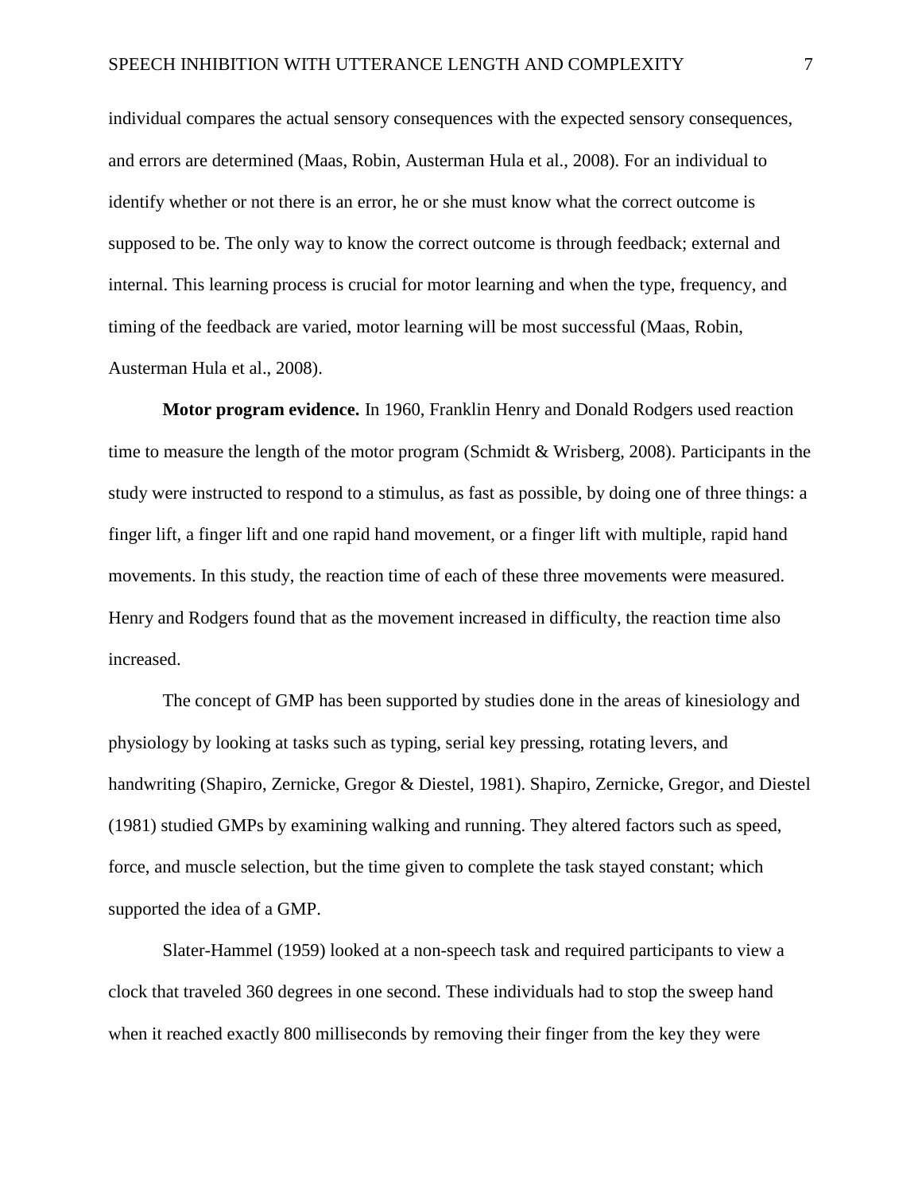individual compares the actual sensory consequences with the expected sensory consequences, and errors are determined (Maas, Robin, Austerman Hula et al., 2008). For an individual to identify whether or not there is an error, he or she must know what the correct outcome is supposed to be. The only way to know the correct outcome is through feedback; external and internal. This learning process is crucial for motor learning and when the type, frequency, and timing of the feedback are varied, motor learning will be most successful (Maas, Robin, Austerman Hula et al., 2008).

**Motor program evidence.** In 1960, Franklin Henry and Donald Rodgers used reaction time to measure the length of the motor program (Schmidt & Wrisberg, 2008). Participants in the study were instructed to respond to a stimulus, as fast as possible, by doing one of three things: a finger lift, a finger lift and one rapid hand movement, or a finger lift with multiple, rapid hand movements. In this study, the reaction time of each of these three movements were measured. Henry and Rodgers found that as the movement increased in difficulty, the reaction time also increased.

The concept of GMP has been supported by studies done in the areas of kinesiology and physiology by looking at tasks such as typing, serial key pressing, rotating levers, and handwriting (Shapiro, Zernicke, Gregor & Diestel, 1981). Shapiro, Zernicke, Gregor, and Diestel (1981) studied GMPs by examining walking and running. They altered factors such as speed, force, and muscle selection, but the time given to complete the task stayed constant; which supported the idea of a GMP.

Slater-Hammel (1959) looked at a non-speech task and required participants to view a clock that traveled 360 degrees in one second. These individuals had to stop the sweep hand when it reached exactly 800 milliseconds by removing their finger from the key they were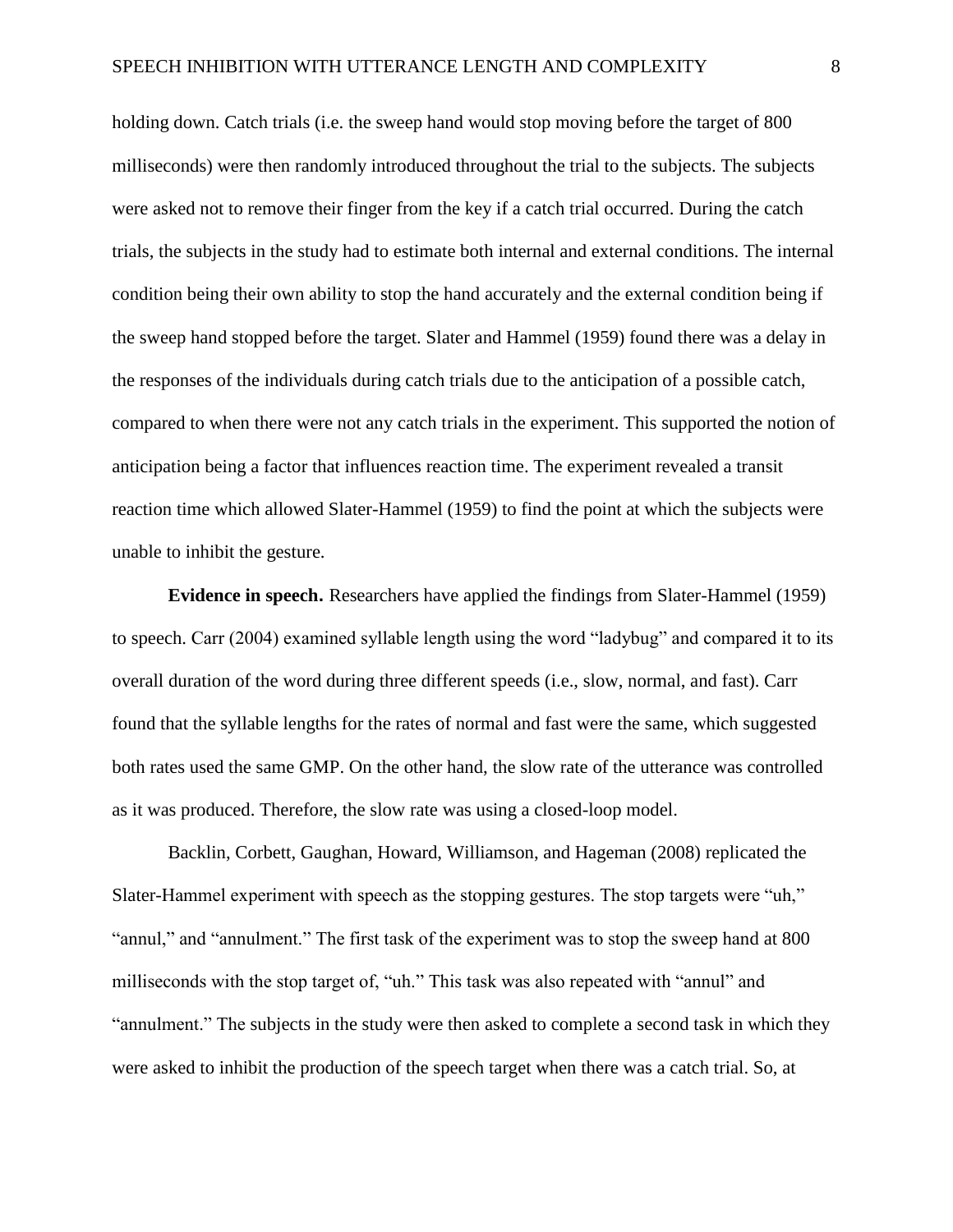holding down. Catch trials (i.e. the sweep hand would stop moving before the target of 800 milliseconds) were then randomly introduced throughout the trial to the subjects. The subjects were asked not to remove their finger from the key if a catch trial occurred. During the catch trials, the subjects in the study had to estimate both internal and external conditions. The internal condition being their own ability to stop the hand accurately and the external condition being if the sweep hand stopped before the target. Slater and Hammel (1959) found there was a delay in the responses of the individuals during catch trials due to the anticipation of a possible catch, compared to when there were not any catch trials in the experiment. This supported the notion of anticipation being a factor that influences reaction time. The experiment revealed a transit reaction time which allowed Slater-Hammel (1959) to find the point at which the subjects were unable to inhibit the gesture.

**Evidence in speech.** Researchers have applied the findings from Slater-Hammel (1959) to speech. Carr (2004) examined syllable length using the word "ladybug" and compared it to its overall duration of the word during three different speeds (i.e., slow, normal, and fast). Carr found that the syllable lengths for the rates of normal and fast were the same, which suggested both rates used the same GMP. On the other hand, the slow rate of the utterance was controlled as it was produced. Therefore, the slow rate was using a closed-loop model.

Backlin, Corbett, Gaughan, Howard, Williamson, and Hageman (2008) replicated the Slater-Hammel experiment with speech as the stopping gestures. The stop targets were "uh," "annul," and "annulment." The first task of the experiment was to stop the sweep hand at 800 milliseconds with the stop target of, "uh." This task was also repeated with "annul" and "annulment." The subjects in the study were then asked to complete a second task in which they were asked to inhibit the production of the speech target when there was a catch trial. So, at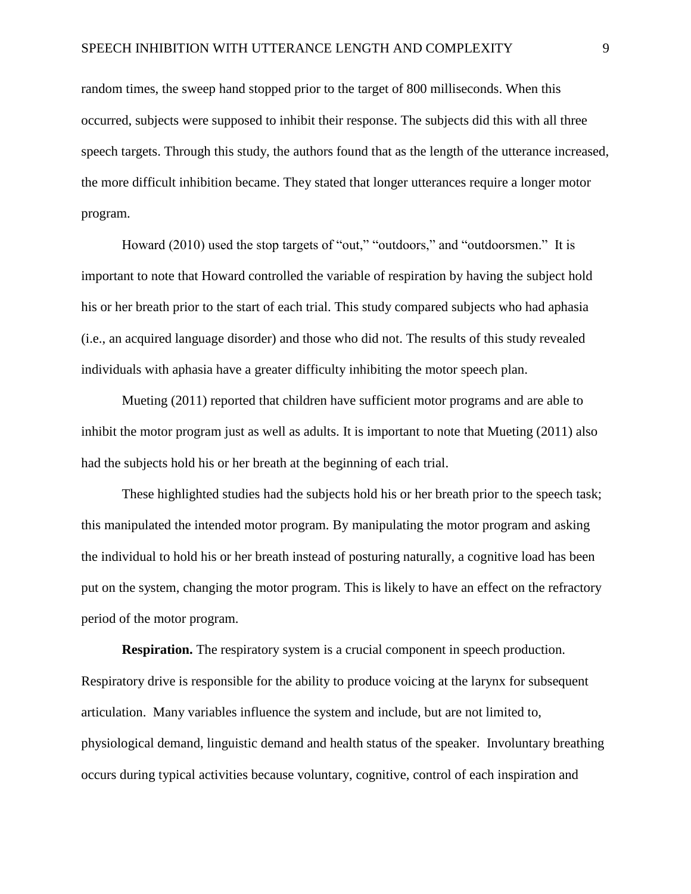random times, the sweep hand stopped prior to the target of 800 milliseconds. When this occurred, subjects were supposed to inhibit their response. The subjects did this with all three speech targets. Through this study, the authors found that as the length of the utterance increased, the more difficult inhibition became. They stated that longer utterances require a longer motor program.

Howard (2010) used the stop targets of "out," "outdoors," and "outdoorsmen." It is important to note that Howard controlled the variable of respiration by having the subject hold his or her breath prior to the start of each trial. This study compared subjects who had aphasia (i.e., an acquired language disorder) and those who did not. The results of this study revealed individuals with aphasia have a greater difficulty inhibiting the motor speech plan.

Mueting (2011) reported that children have sufficient motor programs and are able to inhibit the motor program just as well as adults. It is important to note that Mueting (2011) also had the subjects hold his or her breath at the beginning of each trial.

These highlighted studies had the subjects hold his or her breath prior to the speech task; this manipulated the intended motor program. By manipulating the motor program and asking the individual to hold his or her breath instead of posturing naturally, a cognitive load has been put on the system, changing the motor program. This is likely to have an effect on the refractory period of the motor program.

**Respiration.** The respiratory system is a crucial component in speech production. Respiratory drive is responsible for the ability to produce voicing at the larynx for subsequent articulation. Many variables influence the system and include, but are not limited to, physiological demand, linguistic demand and health status of the speaker. Involuntary breathing occurs during typical activities because voluntary, cognitive, control of each inspiration and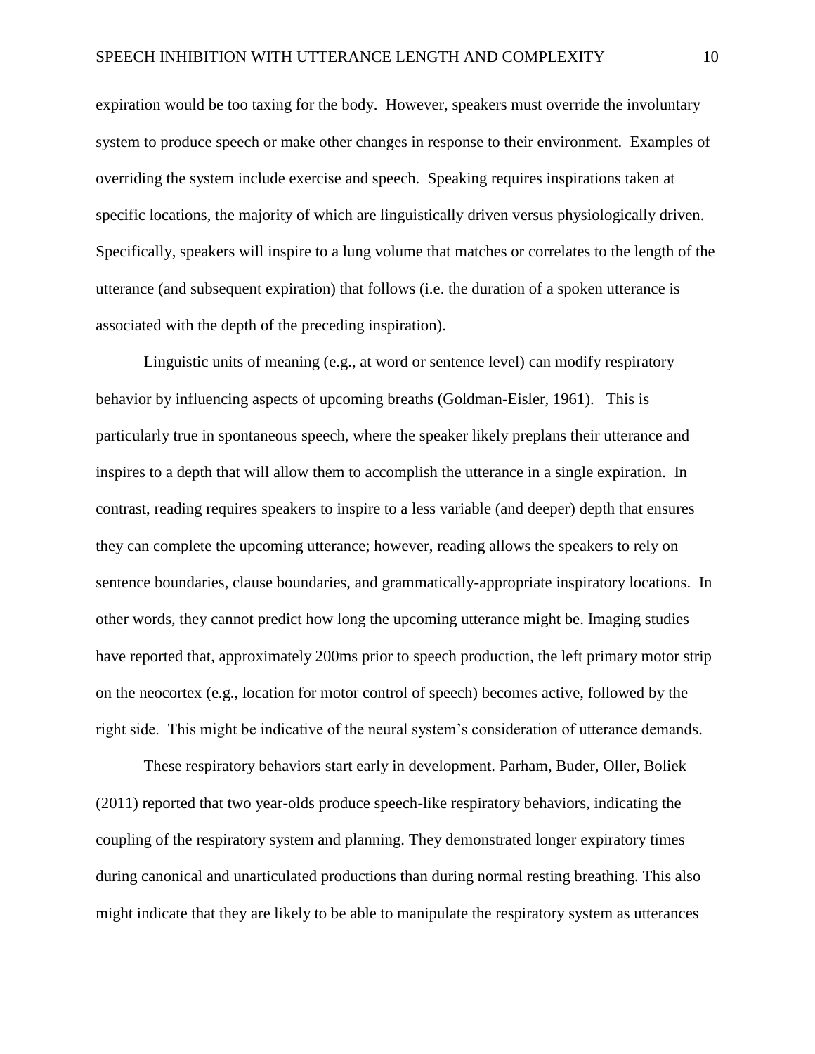expiration would be too taxing for the body. However, speakers must override the involuntary system to produce speech or make other changes in response to their environment. Examples of overriding the system include exercise and speech. Speaking requires inspirations taken at specific locations, the majority of which are linguistically driven versus physiologically driven. Specifically, speakers will inspire to a lung volume that matches or correlates to the length of the utterance (and subsequent expiration) that follows (i.e. the duration of a spoken utterance is associated with the depth of the preceding inspiration).

Linguistic units of meaning (e.g., at word or sentence level) can modify respiratory behavior by influencing aspects of upcoming breaths (Goldman-Eisler, 1961). This is particularly true in spontaneous speech, where the speaker likely preplans their utterance and inspires to a depth that will allow them to accomplish the utterance in a single expiration. In contrast, reading requires speakers to inspire to a less variable (and deeper) depth that ensures they can complete the upcoming utterance; however, reading allows the speakers to rely on sentence boundaries, clause boundaries, and grammatically-appropriate inspiratory locations. In other words, they cannot predict how long the upcoming utterance might be. Imaging studies have reported that, approximately 200ms prior to speech production, the left primary motor strip on the neocortex (e.g., location for motor control of speech) becomes active, followed by the right side. This might be indicative of the neural system's consideration of utterance demands.

These respiratory behaviors start early in development. Parham, Buder, Oller, Boliek (2011) reported that two year-olds produce speech-like respiratory behaviors, indicating the coupling of the respiratory system and planning. They demonstrated longer expiratory times during canonical and unarticulated productions than during normal resting breathing. This also might indicate that they are likely to be able to manipulate the respiratory system as utterances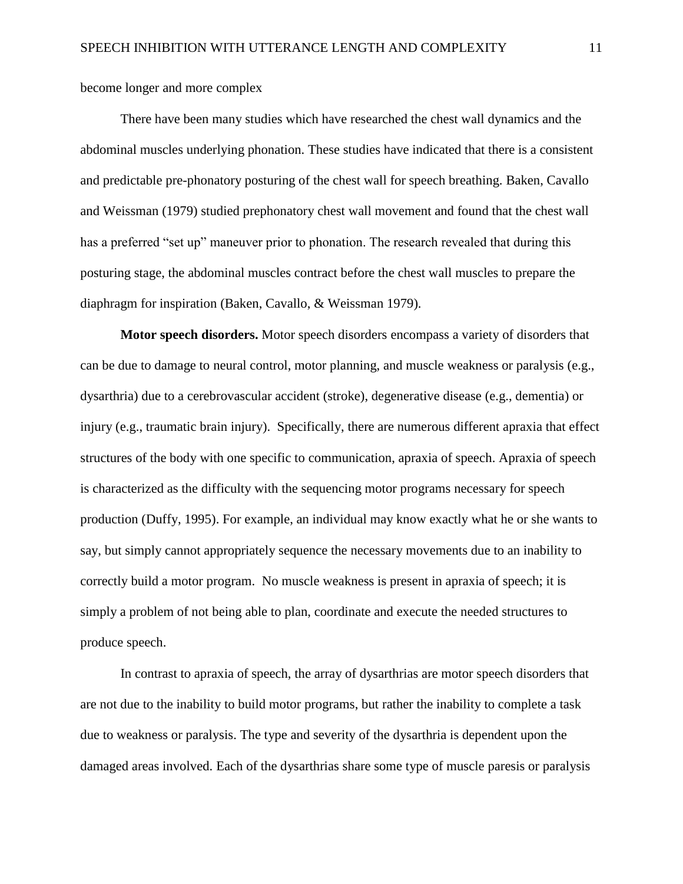become longer and more complex

There have been many studies which have researched the chest wall dynamics and the abdominal muscles underlying phonation. These studies have indicated that there is a consistent and predictable pre-phonatory posturing of the chest wall for speech breathing. Baken, Cavallo and Weissman (1979) studied prephonatory chest wall movement and found that the chest wall has a preferred "set up" maneuver prior to phonation. The research revealed that during this posturing stage, the abdominal muscles contract before the chest wall muscles to prepare the diaphragm for inspiration (Baken, Cavallo, & Weissman 1979).

**Motor speech disorders.** Motor speech disorders encompass a variety of disorders that can be due to damage to neural control, motor planning, and muscle weakness or paralysis (e.g., dysarthria) due to a cerebrovascular accident (stroke), degenerative disease (e.g., dementia) or injury (e.g., traumatic brain injury). Specifically, there are numerous different apraxia that effect structures of the body with one specific to communication, apraxia of speech. Apraxia of speech is characterized as the difficulty with the sequencing motor programs necessary for speech production (Duffy, 1995). For example, an individual may know exactly what he or she wants to say, but simply cannot appropriately sequence the necessary movements due to an inability to correctly build a motor program. No muscle weakness is present in apraxia of speech; it is simply a problem of not being able to plan, coordinate and execute the needed structures to produce speech.

In contrast to apraxia of speech, the array of dysarthrias are motor speech disorders that are not due to the inability to build motor programs, but rather the inability to complete a task due to weakness or paralysis. The type and severity of the dysarthria is dependent upon the damaged areas involved. Each of the dysarthrias share some type of muscle paresis or paralysis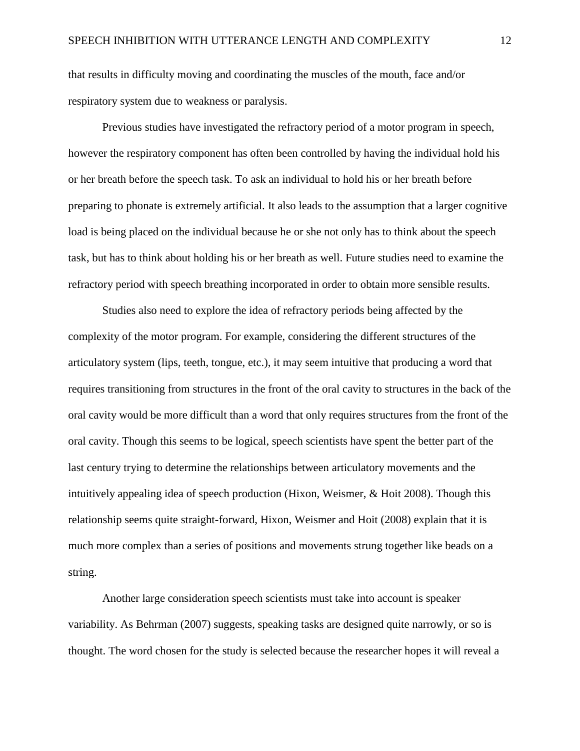that results in difficulty moving and coordinating the muscles of the mouth, face and/or respiratory system due to weakness or paralysis.

Previous studies have investigated the refractory period of a motor program in speech, however the respiratory component has often been controlled by having the individual hold his or her breath before the speech task. To ask an individual to hold his or her breath before preparing to phonate is extremely artificial. It also leads to the assumption that a larger cognitive load is being placed on the individual because he or she not only has to think about the speech task, but has to think about holding his or her breath as well. Future studies need to examine the refractory period with speech breathing incorporated in order to obtain more sensible results.

Studies also need to explore the idea of refractory periods being affected by the complexity of the motor program. For example, considering the different structures of the articulatory system (lips, teeth, tongue, etc.), it may seem intuitive that producing a word that requires transitioning from structures in the front of the oral cavity to structures in the back of the oral cavity would be more difficult than a word that only requires structures from the front of the oral cavity. Though this seems to be logical, speech scientists have spent the better part of the last century trying to determine the relationships between articulatory movements and the intuitively appealing idea of speech production (Hixon, Weismer, & Hoit 2008). Though this relationship seems quite straight-forward, Hixon, Weismer and Hoit (2008) explain that it is much more complex than a series of positions and movements strung together like beads on a string.

Another large consideration speech scientists must take into account is speaker variability. As Behrman (2007) suggests, speaking tasks are designed quite narrowly, or so is thought. The word chosen for the study is selected because the researcher hopes it will reveal a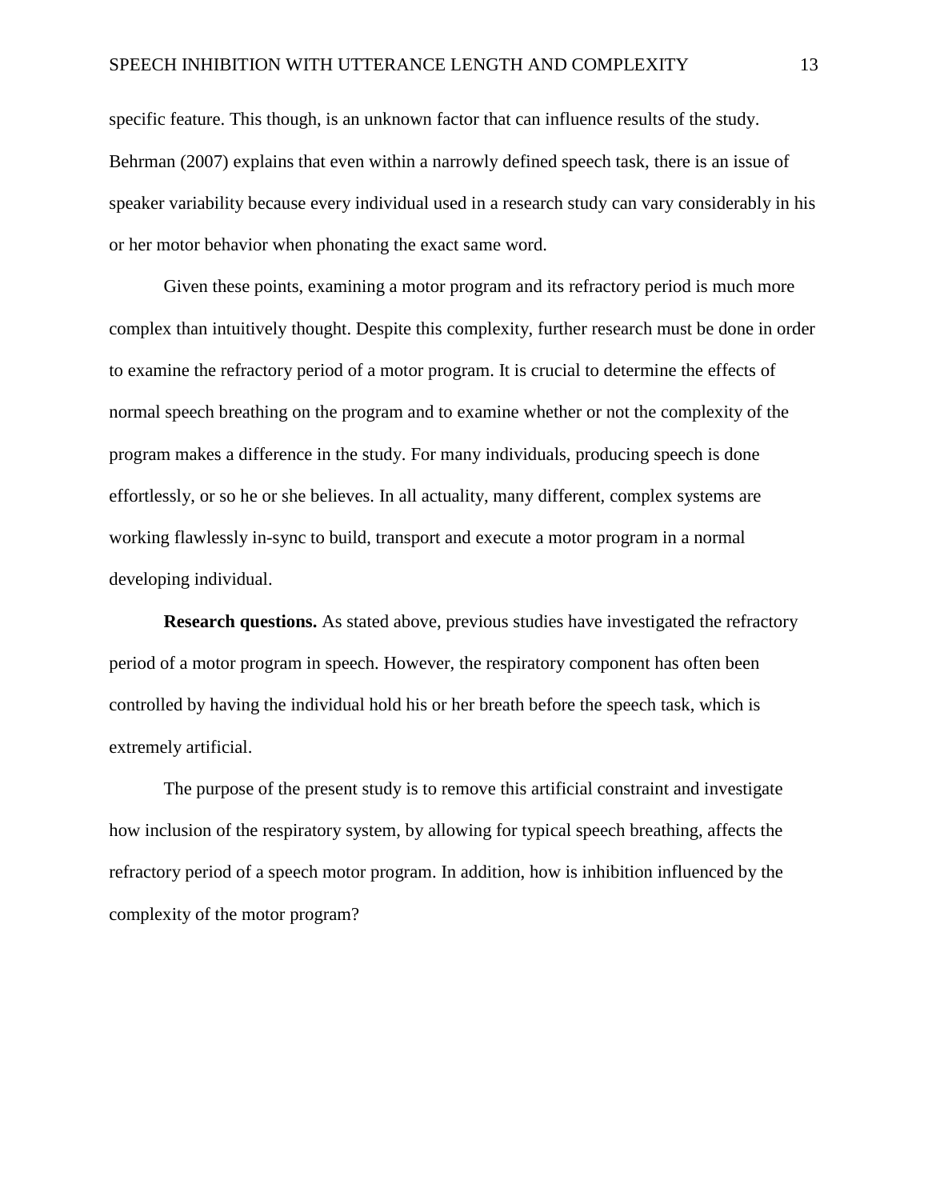specific feature. This though, is an unknown factor that can influence results of the study. Behrman (2007) explains that even within a narrowly defined speech task, there is an issue of speaker variability because every individual used in a research study can vary considerably in his or her motor behavior when phonating the exact same word.

Given these points, examining a motor program and its refractory period is much more complex than intuitively thought. Despite this complexity, further research must be done in order to examine the refractory period of a motor program. It is crucial to determine the effects of normal speech breathing on the program and to examine whether or not the complexity of the program makes a difference in the study. For many individuals, producing speech is done effortlessly, or so he or she believes. In all actuality, many different, complex systems are working flawlessly in-sync to build, transport and execute a motor program in a normal developing individual.

**Research questions.** As stated above, previous studies have investigated the refractory period of a motor program in speech. However, the respiratory component has often been controlled by having the individual hold his or her breath before the speech task, which is extremely artificial.

The purpose of the present study is to remove this artificial constraint and investigate how inclusion of the respiratory system, by allowing for typical speech breathing, affects the refractory period of a speech motor program. In addition, how is inhibition influenced by the complexity of the motor program?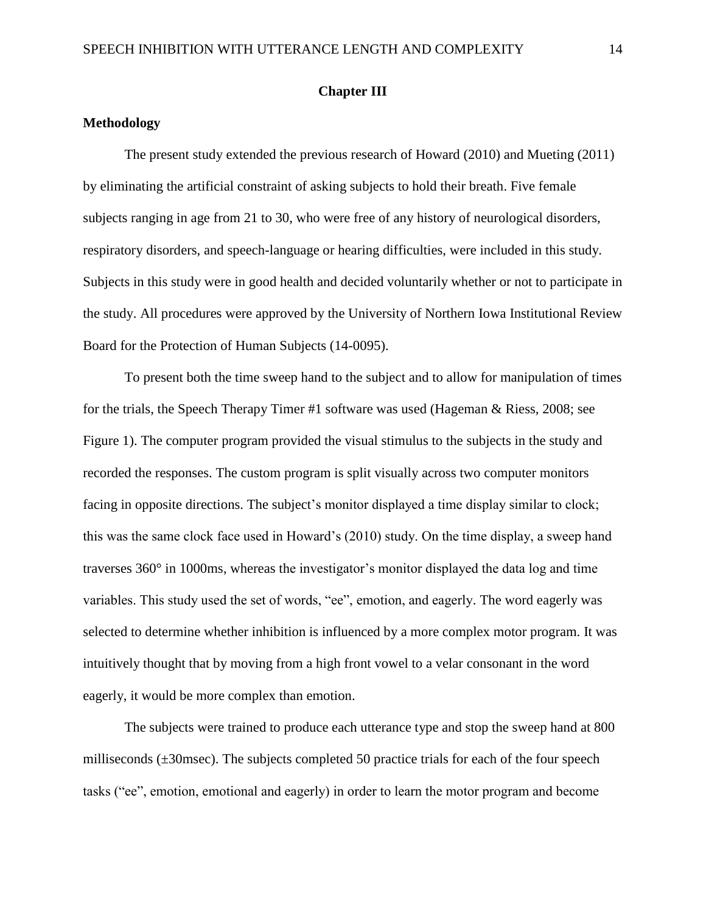# Chapter III

## Methodology

The present study extended the previous research of Howard (2010) and Mueting (2011) by eliminating the artificial constraint of asking subjects to hold their breath. Five female subjects ranging in age from 21 to 30, who were free of any history of neurological disorders, respiratory disorders, and speech-language or hearing difficulties, were included in this study. Subjects in this study were in good health and decided voluntarily whether or not to participate in the study. All procedures were approved by the University of Northern Iowa Institutional Review Board for the Protection of Human Subjects (14-0095).

To present both the time sweep hand to the subject and to allow for manipulation of times for the trials, the Speech Therapy Timer #1 software was used (Hageman & Riess, 2008; see Figure 1). The computer program provided the visual stimulus to the subjects in the study and recorded the responses. The custom program is split visually across two computer monitors facing in opposite directions. The subject's monitor displayed a time display similar to clock; this was the same clock face used in Howard's (2010) study. On the time display, a sweep hand traverses 360° in 1000ms, whereas the investigator's monitor displayed the data log and time variables. This study used the set of words, "ee", emotion, and eagerly. The word eagerly was selected to determine whether inhibition is influenced by a more complex motor program. It was intuitively thought that by moving from a high front vowel to a velar consonant in the word eagerly, it would be more complex than emotion.

The subjects were trained to produce each utterance type and stop the sweep hand at 800 milliseconds (±30msec). The subjects completed 50 practice trials for each of the four speech tasks ("ee", emotion, emotional and eagerly) in order to learn the motor program and become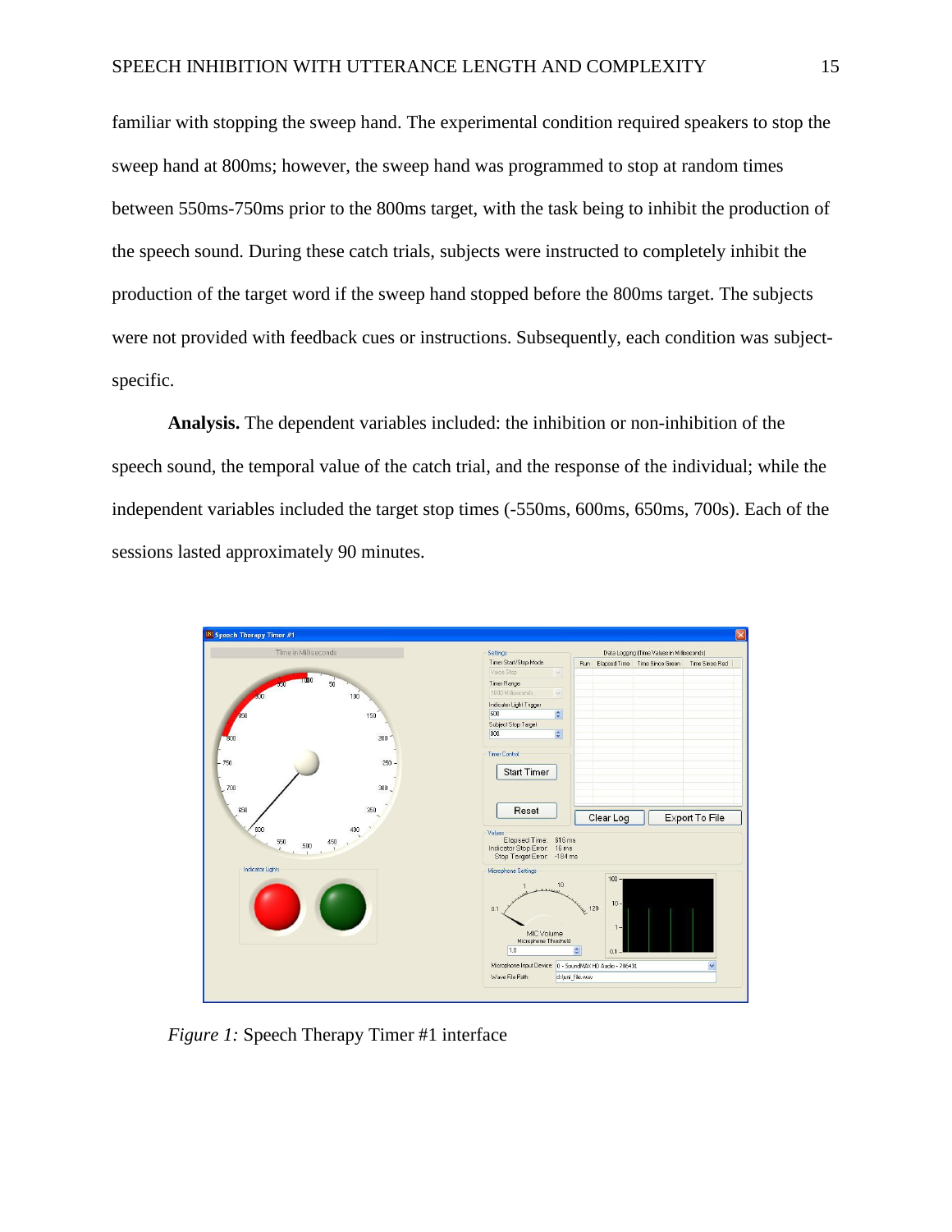familiar with stopping the sweep hand. The experimental condition required speakers to stop the sweep hand at 800ms; however, the sweep hand was programmed to stop at random times between 550ms-750ms prior to the 800ms target, with the task being to inhibit the production of the speech sound. During these catch trials, subjects were instructed to completely inhibit the production of the target word if the sweep hand stopped before the 800ms target. The subjects were not provided with feedback cues or instructions. Subsequently, each condition was subject-specific.

**Analysis.** The dependent variables included: the inhibition or non-inhibition of the speech sound, the temporal value of the catch trial, and the response of the individual; while the independent variables included the target stop times (-550ms, 600ms, 650ms, 700s). Each of the sessions lasted approximately 90 minutes.

*Figure 1:* Speech Therapy Timer #1 interface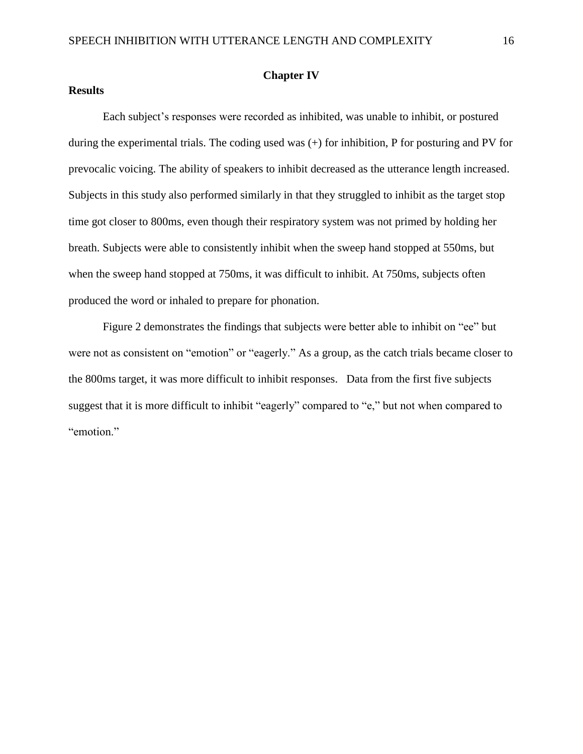# Chapter IV

## Results

Each subject's responses were recorded as inhibited, was unable to inhibit, or postured during the experimental trials. The coding used was (+) for inhibition, P for posturing and PV for prevocalic voicing. The ability of speakers to inhibit decreased as the utterance length increased. Subjects in this study also performed similarly in that they struggled to inhibit as the target stop time got closer to 800ms, even though their respiratory system was not primed by holding her breath. Subjects were able to consistently inhibit when the sweep hand stopped at 550ms, but when the sweep hand stopped at 750ms, it was difficult to inhibit. At 750ms, subjects often produced the word or inhaled to prepare for phonation.

Figure 2 demonstrates the findings that subjects were better able to inhibit on "ee" but were not as consistent on "emotion" or "eagerly." As a group, as the catch trials became closer to the 800ms target, it was more difficult to inhibit responses. Data from the first five subjects suggest that it is more difficult to inhibit "eagerly" compared to "e," but not when compared to "emotion."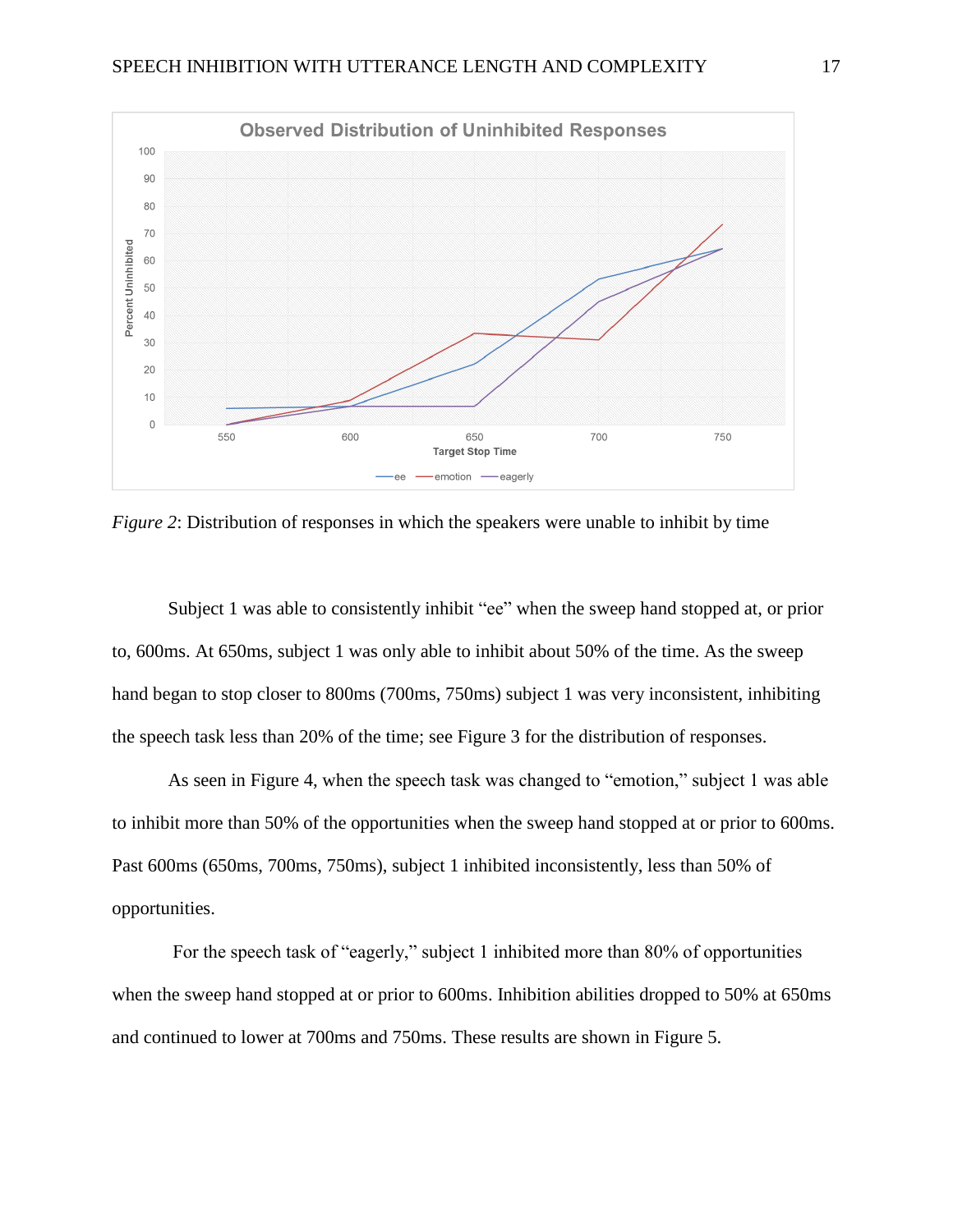*Figure 2*: Distribution of responses in which the speakers were unable to inhibit by time

Subject 1 was able to consistently inhibit "ee" when the sweep hand stopped at, or prior to, 600ms. At 650ms, subject 1 was only able to inhibit about 50% of the time. As the sweep hand began to stop closer to 800ms (700ms, 750ms) subject 1 was very inconsistent, inhibiting the speech task less than 20% of the time; see Figure 3 for the distribution of responses.

As seen in Figure 4, when the speech task was changed to "emotion," subject 1 was able to inhibit more than 50% of the opportunities when the sweep hand stopped at or prior to 600ms. Past 600ms (650ms, 700ms, 750ms), subject 1 inhibited inconsistently, less than 50% of opportunities.

For the speech task of "eagerly," subject 1 inhibited more than 80% of opportunities when the sweep hand stopped at or prior to 600ms. Inhibition abilities dropped to 50% at 650ms and continued to lower at 700ms and 750ms. These results are shown in Figure 5.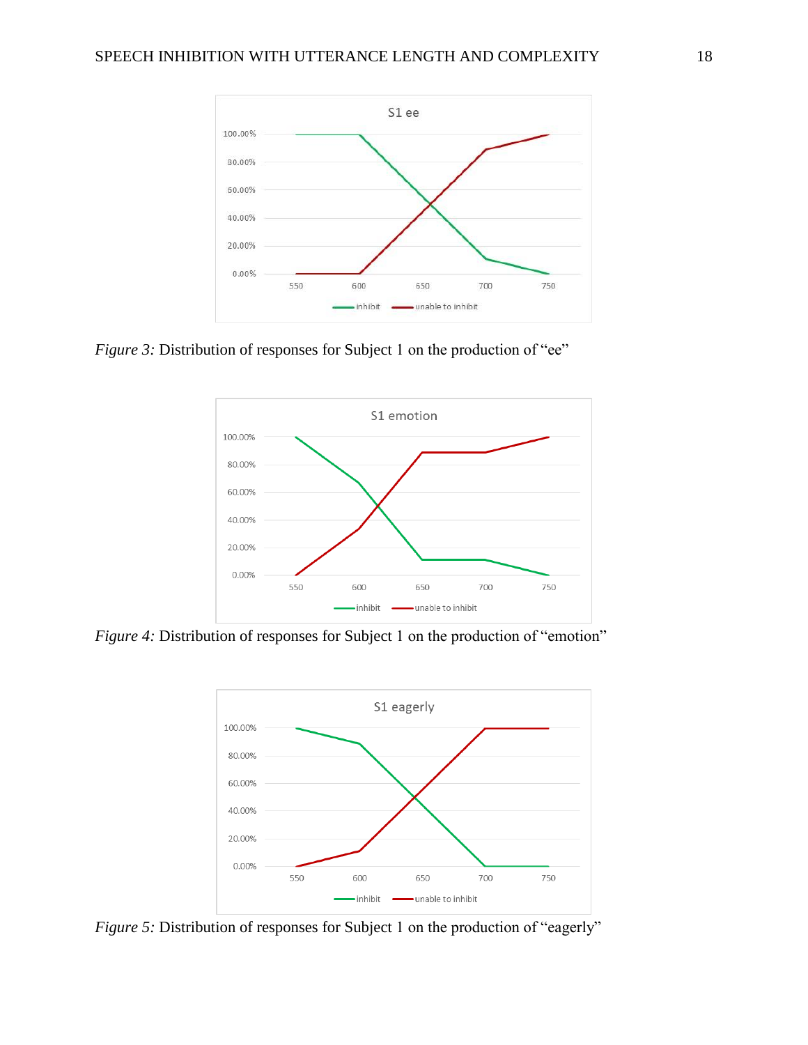*Figure 3:* Distribution of responses for Subject 1 on the production of "ee"

*Figure 4:* Distribution of responses for Subject 1 on the production of "emotion"

*Figure 5:* Distribution of responses for Subject 1 on the production of "eagerly"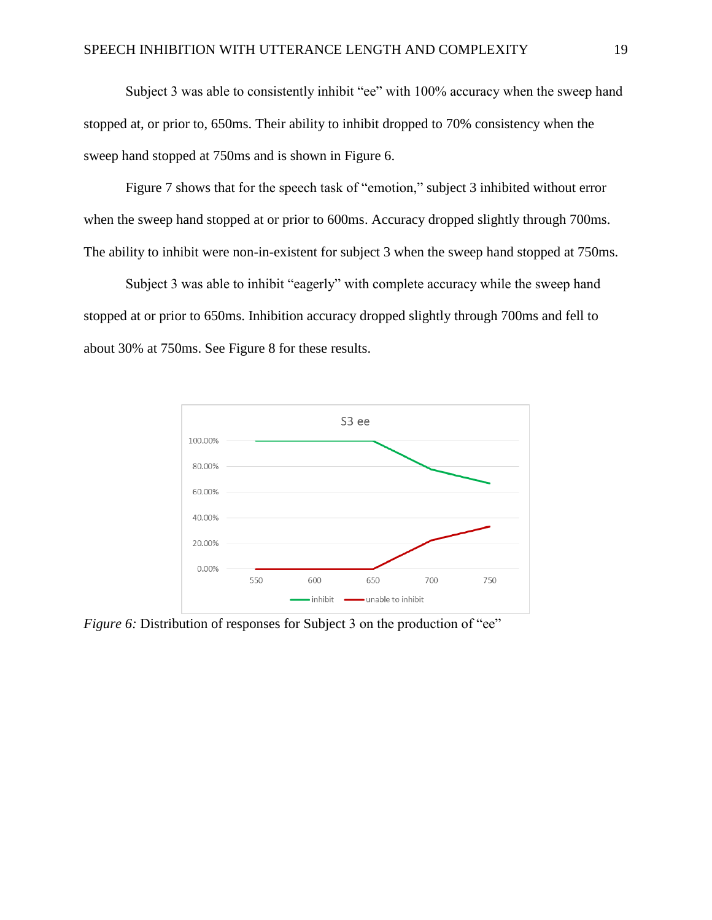Subject 3 was able to consistently inhibit "ee" with 100% accuracy when the sweep hand stopped at, or prior to, 650ms. Their ability to inhibit dropped to 70% consistency when the sweep hand stopped at 750ms and is shown in Figure 6.

Figure 7 shows that for the speech task of "emotion," subject 3 inhibited without error when the sweep hand stopped at or prior to 600ms. Accuracy dropped slightly through 700ms. The ability to inhibit were non-in-existent for subject 3 when the sweep hand stopped at 750ms.

Subject 3 was able to inhibit "eagerly" with complete accuracy while the sweep hand stopped at or prior to 650ms. Inhibition accuracy dropped slightly through 700ms and fell to about 30% at 750ms. See Figure 8 for these results.

*Figure 6:* Distribution of responses for Subject 3 on the production of "ee"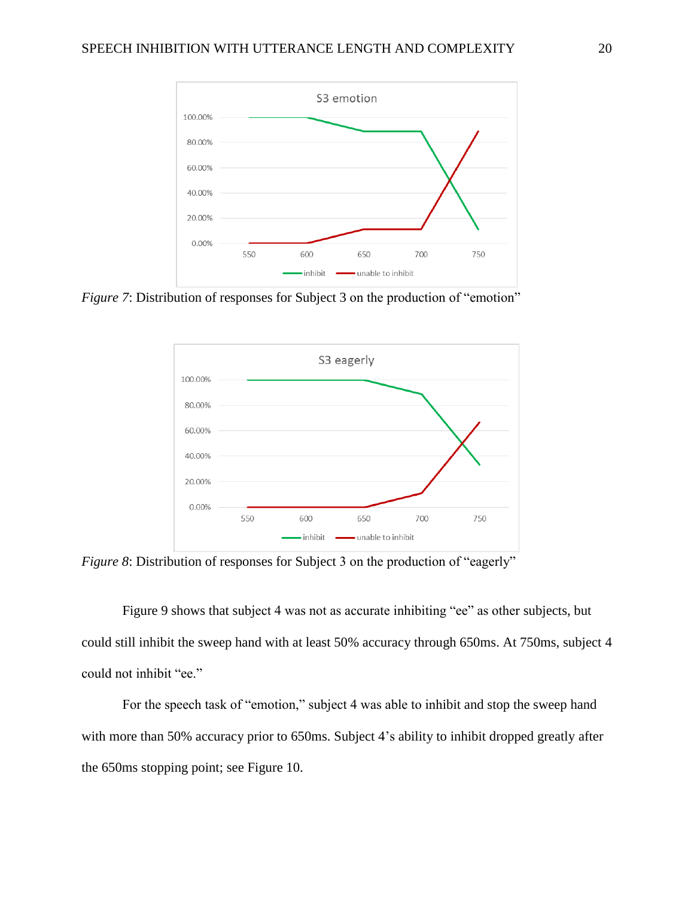*Figure 7*: Distribution of responses for Subject 3 on the production of "emotion"

*Figure 8*: Distribution of responses for Subject 3 on the production of "eagerly"

Figure 9 shows that subject 4 was not as accurate inhibiting "ee" as other subjects, but could still inhibit the sweep hand with at least 50% accuracy through 650ms. At 750ms, subject 4 could not inhibit "ee."

For the speech task of "emotion," subject 4 was able to inhibit and stop the sweep hand with more than 50% accuracy prior to 650ms. Subject 4's ability to inhibit dropped greatly after the 650ms stopping point; see Figure 10.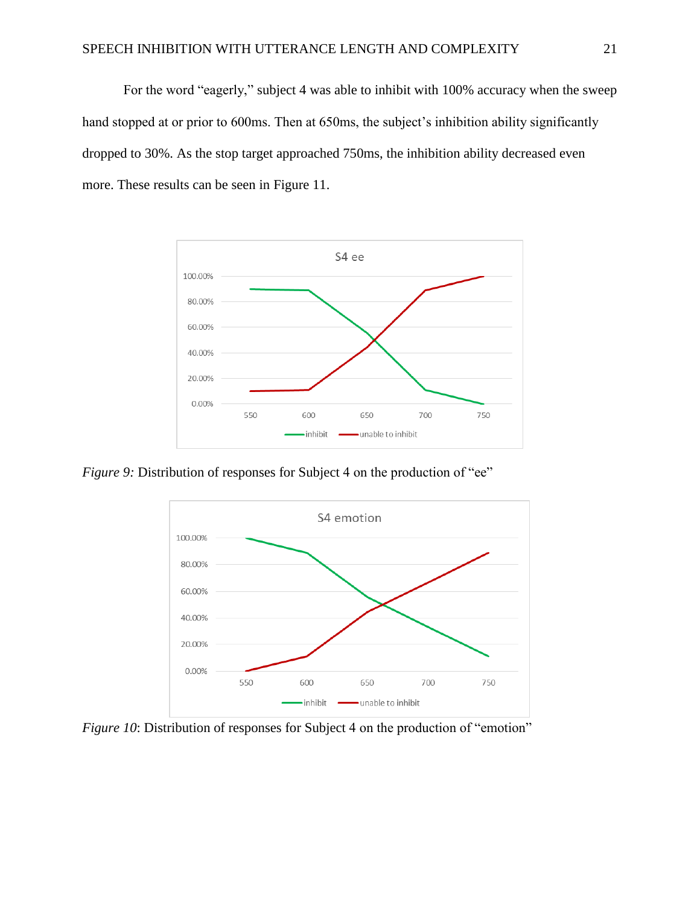For the word "eagerly," subject 4 was able to inhibit with 100% accuracy when the sweep hand stopped at or prior to 600ms. Then at 650ms, the subject's inhibition ability significantly dropped to 30%. As the stop target approached 750ms, the inhibition ability decreased even more. These results can be seen in Figure 11.

*Figure 9:* Distribution of responses for Subject 4 on the production of "ee"

*Figure 10*: Distribution of responses for Subject 4 on the production of "emotion"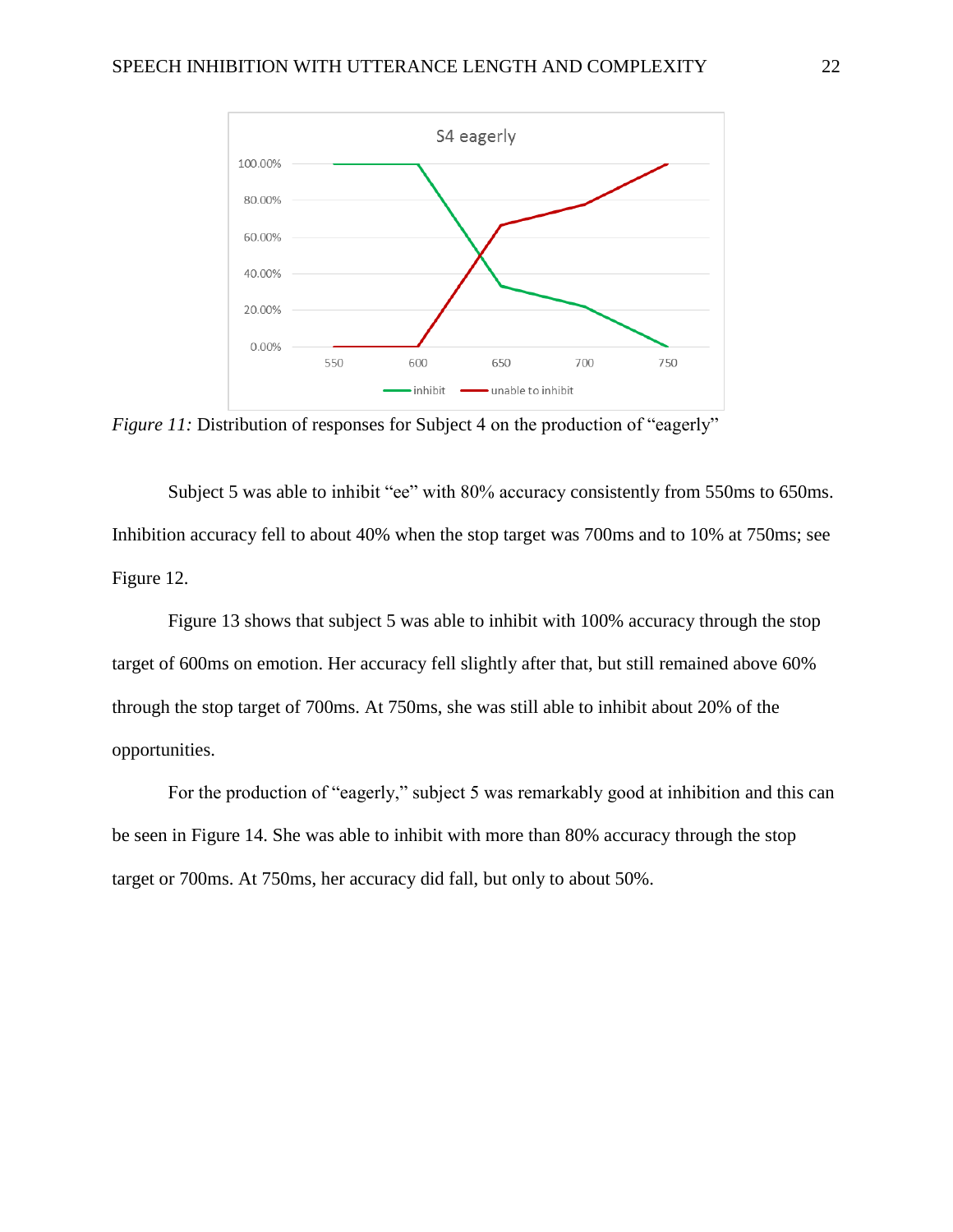*Figure 11:* Distribution of responses for Subject 4 on the production of "eagerly"

Subject 5 was able to inhibit "ee" with 80% accuracy consistently from 550ms to 650ms. Inhibition accuracy fell to about 40% when the stop target was 700ms and to 10% at 750ms; see Figure 12.

Figure 13 shows that subject 5 was able to inhibit with 100% accuracy through the stop target of 600ms on emotion. Her accuracy fell slightly after that, but still remained above 60% through the stop target of 700ms. At 750ms, she was still able to inhibit about 20% of the opportunities.

For the production of "eagerly," subject 5 was remarkably good at inhibition and this can be seen in Figure 14. She was able to inhibit with more than 80% accuracy through the stop target or 700ms. At 750ms, her accuracy did fall, but only to about 50%.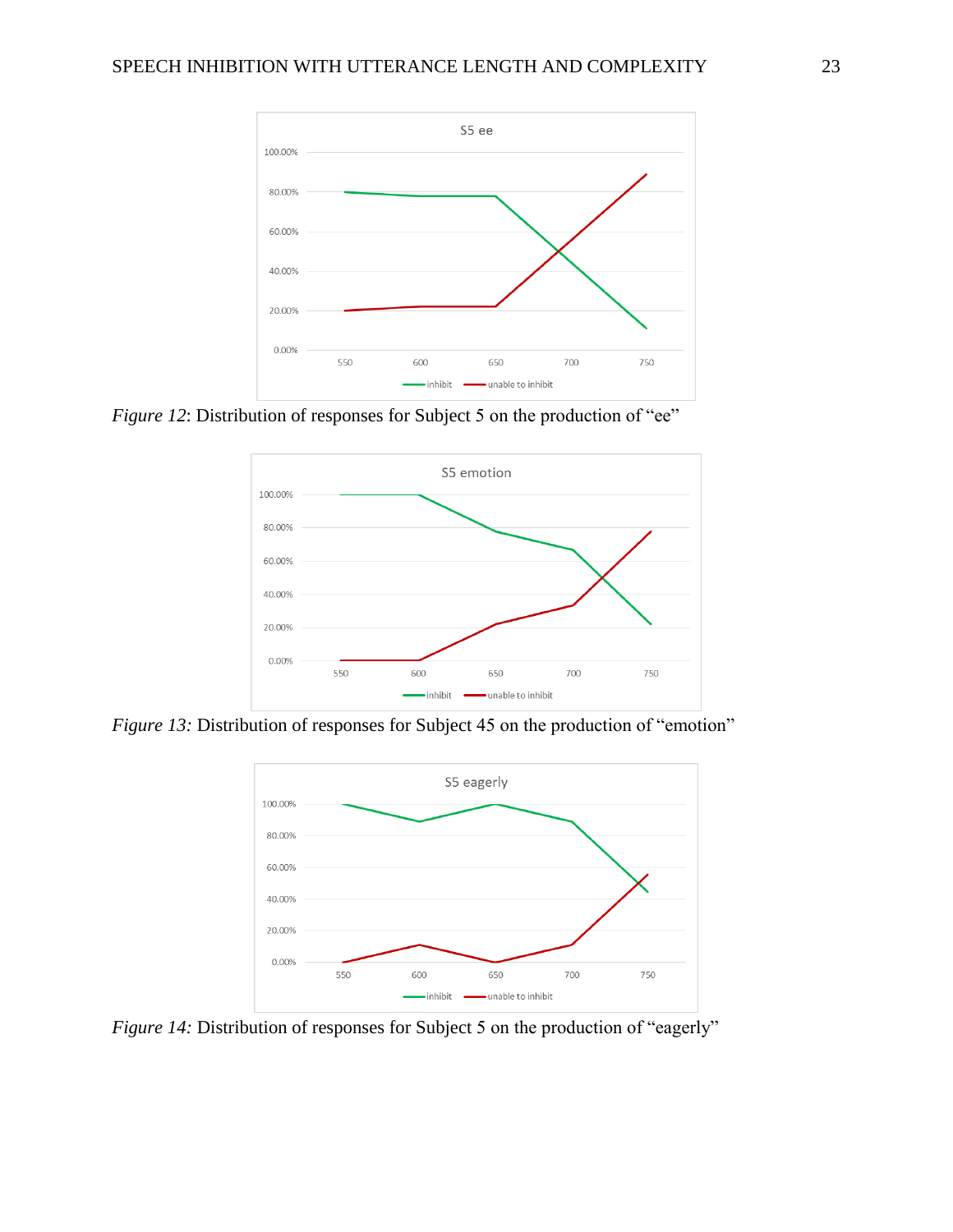*Figure 12*: Distribution of responses for Subject 5 on the production of "ee"

*Figure 13:* Distribution of responses for Subject 45 on the production of "emotion"

*Figure 14:* Distribution of responses for Subject 5 on the production of "eagerly"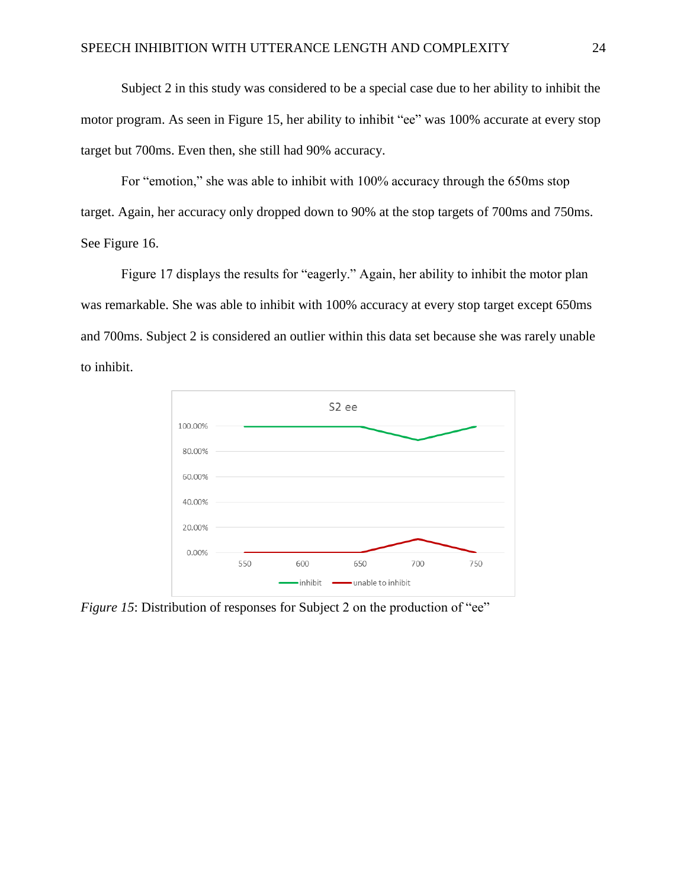Subject 2 in this study was considered to be a special case due to her ability to inhibit the motor program. As seen in Figure 15, her ability to inhibit "ee" was 100% accurate at every stop target but 700ms. Even then, she still had 90% accuracy.

For "emotion," she was able to inhibit with 100% accuracy through the 650ms stop target. Again, her accuracy only dropped down to 90% at the stop targets of 700ms and 750ms. See Figure 16.

Figure 17 displays the results for "eagerly." Again, her ability to inhibit the motor plan was remarkable. She was able to inhibit with 100% accuracy at every stop target except 650ms and 700ms. Subject 2 is considered an outlier within this data set because she was rarely unable to inhibit.

*Figure 15*: Distribution of responses for Subject 2 on the production of "ee"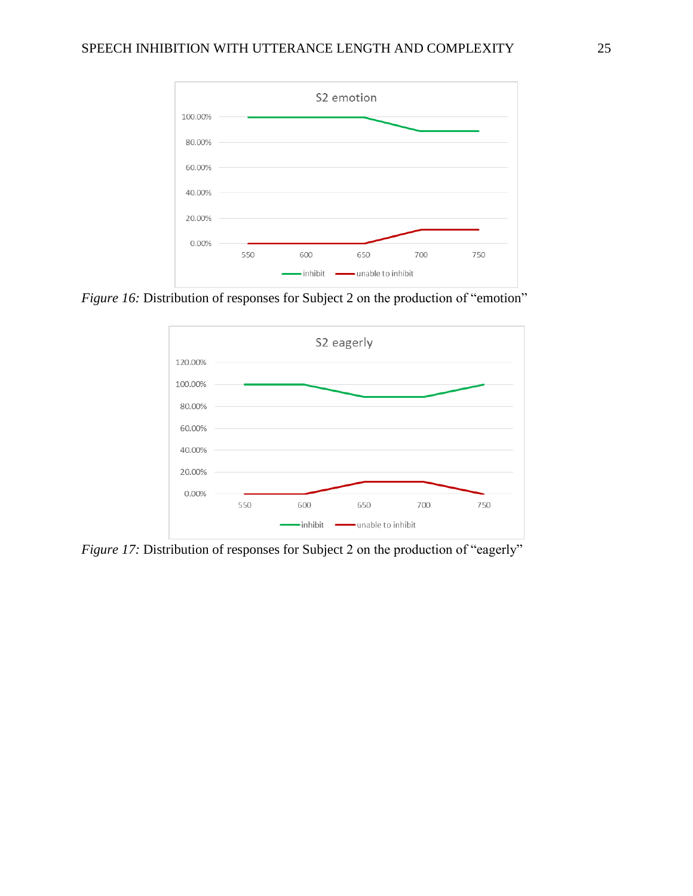*Figure 16:* Distribution of responses for Subject 2 on the production of "emotion"

*Figure 17:* Distribution of responses for Subject 2 on the production of "eagerly"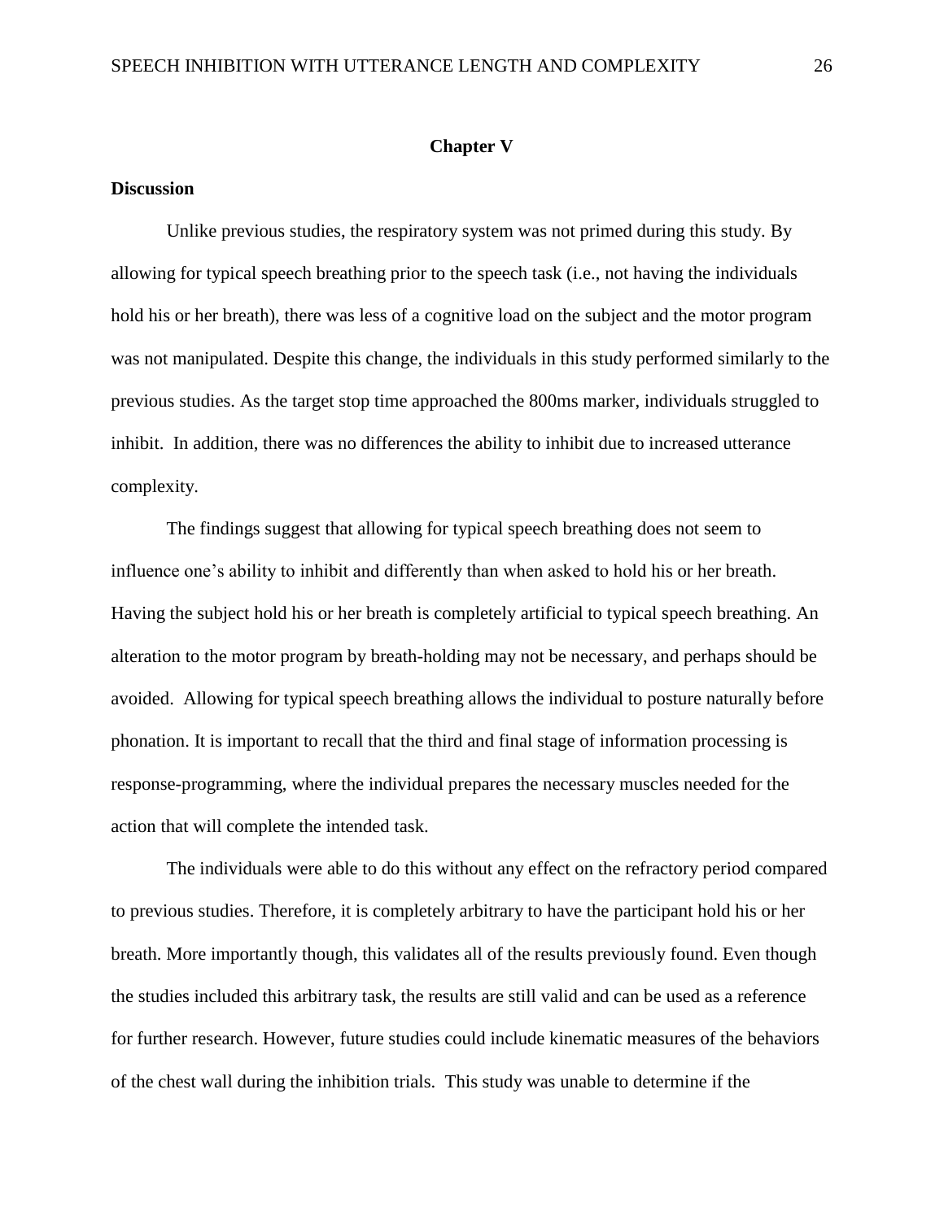## Chapter V

### Discussion

Unlike previous studies, the respiratory system was not primed during this study. By allowing for typical speech breathing prior to the speech task (i.e., not having the individuals hold his or her breath), there was less of a cognitive load on the subject and the motor program was not manipulated. Despite this change, the individuals in this study performed similarly to the previous studies. As the target stop time approached the 800ms marker, individuals struggled to inhibit. In addition, there was no differences the ability to inhibit due to increased utterance complexity.

The findings suggest that allowing for typical speech breathing does not seem to influence one's ability to inhibit and differently than when asked to hold his or her breath. Having the subject hold his or her breath is completely artificial to typical speech breathing. An alteration to the motor program by breath-holding may not be necessary, and perhaps should be avoided. Allowing for typical speech breathing allows the individual to posture naturally before phonation. It is important to recall that the third and final stage of information processing is response-programming, where the individual prepares the necessary muscles needed for the action that will complete the intended task.

The individuals were able to do this without any effect on the refractory period compared to previous studies. Therefore, it is completely arbitrary to have the participant hold his or her breath. More importantly though, this validates all of the results previously found. Even though the studies included this arbitrary task, the results are still valid and can be used as a reference for further research. However, future studies could include kinematic measures of the behaviors of the chest wall during the inhibition trials. This study was unable to determine if the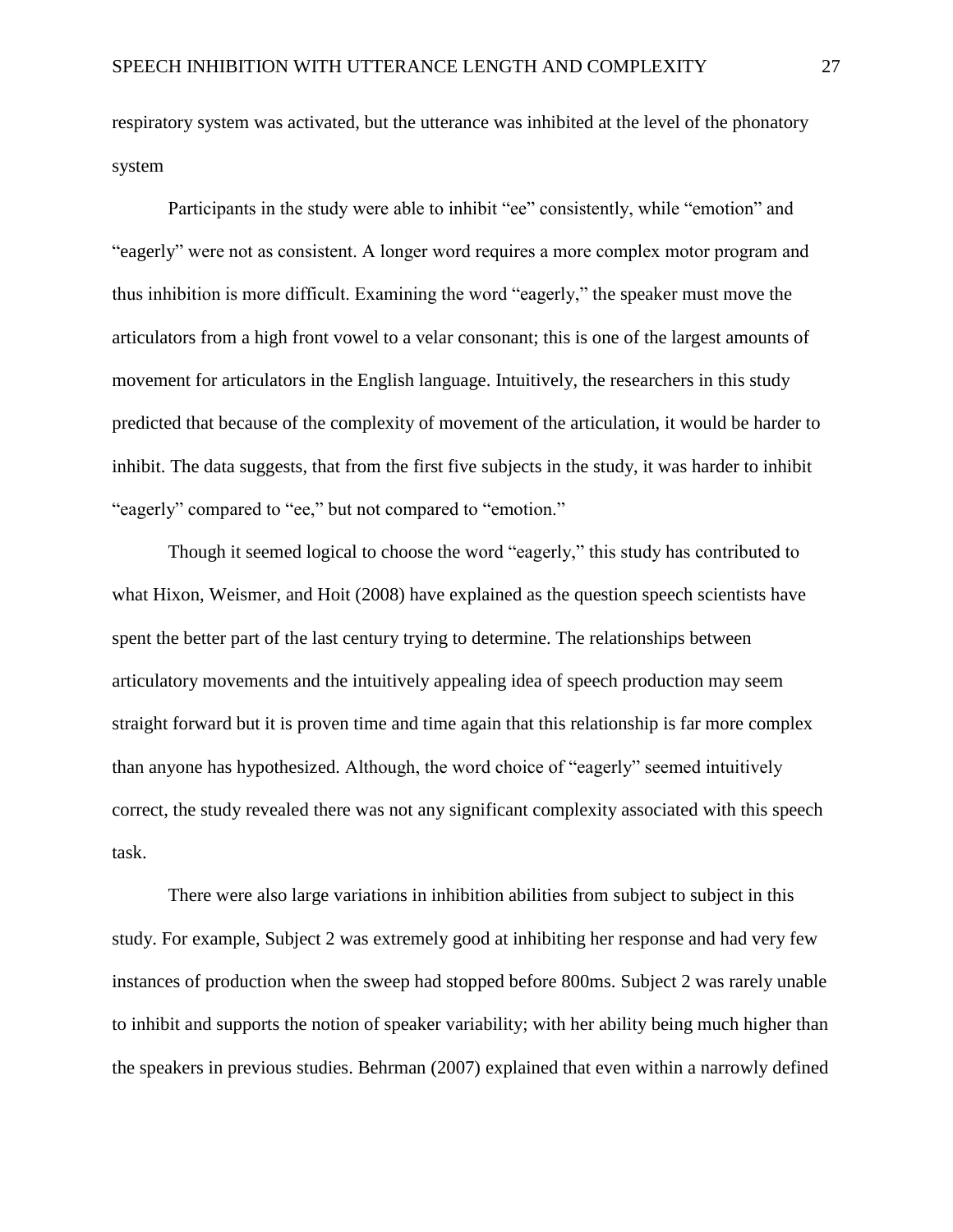respiratory system was activated, but the utterance was inhibited at the level of the phonatory system

Participants in the study were able to inhibit "ee" consistently, while "emotion" and "eagerly" were not as consistent. A longer word requires a more complex motor program and thus inhibition is more difficult. Examining the word "eagerly," the speaker must move the articulators from a high front vowel to a velar consonant; this is one of the largest amounts of movement for articulators in the English language. Intuitively, the researchers in this study predicted that because of the complexity of movement of the articulation, it would be harder to inhibit. The data suggests, that from the first five subjects in the study, it was harder to inhibit "eagerly" compared to "ee," but not compared to "emotion."

Though it seemed logical to choose the word "eagerly," this study has contributed to what Hixon, Weismer, and Hoit (2008) have explained as the question speech scientists have spent the better part of the last century trying to determine. The relationships between articulatory movements and the intuitively appealing idea of speech production may seem straight forward but it is proven time and time again that this relationship is far more complex than anyone has hypothesized. Although, the word choice of "eagerly" seemed intuitively correct, the study revealed there was not any significant complexity associated with this speech task.

There were also large variations in inhibition abilities from subject to subject in this study. For example, Subject 2 was extremely good at inhibiting her response and had very few instances of production when the sweep had stopped before 800ms. Subject 2 was rarely unable to inhibit and supports the notion of speaker variability; with her ability being much higher than the speakers in previous studies. Behrman (2007) explained that even within a narrowly defined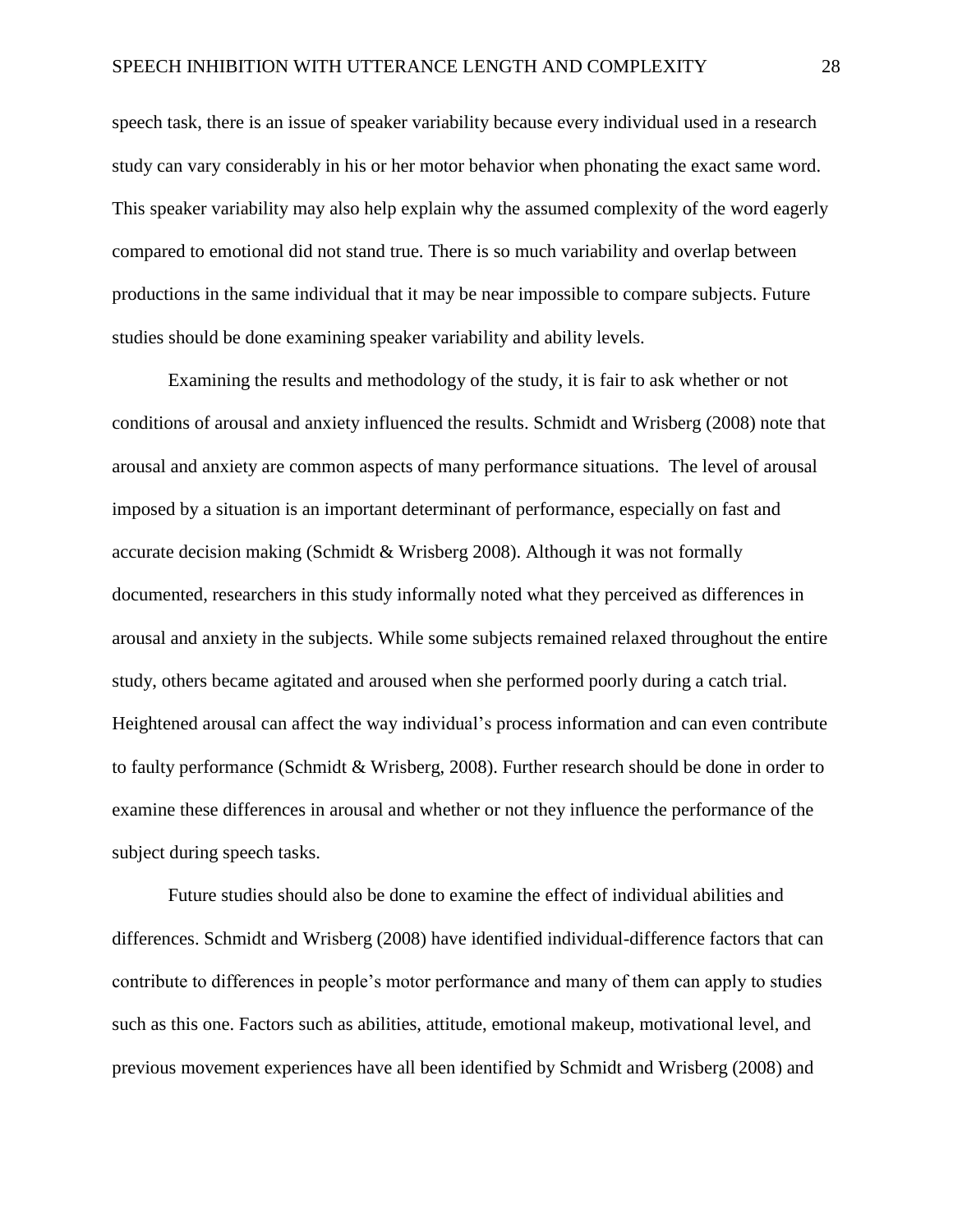speech task, there is an issue of speaker variability because every individual used in a research study can vary considerably in his or her motor behavior when phonating the exact same word. This speaker variability may also help explain why the assumed complexity of the word eagerly compared to emotional did not stand true. There is so much variability and overlap between productions in the same individual that it may be near impossible to compare subjects. Future studies should be done examining speaker variability and ability levels.

Examining the results and methodology of the study, it is fair to ask whether or not conditions of arousal and anxiety influenced the results. Schmidt and Wrisberg (2008) note that arousal and anxiety are common aspects of many performance situations. The level of arousal imposed by a situation is an important determinant of performance, especially on fast and accurate decision making (Schmidt & Wrisberg 2008). Although it was not formally documented, researchers in this study informally noted what they perceived as differences in arousal and anxiety in the subjects. While some subjects remained relaxed throughout the entire study, others became agitated and aroused when she performed poorly during a catch trial. Heightened arousal can affect the way individual's process information and can even contribute to faulty performance (Schmidt & Wrisberg, 2008). Further research should be done in order to examine these differences in arousal and whether or not they influence the performance of the subject during speech tasks.

Future studies should also be done to examine the effect of individual abilities and differences. Schmidt and Wrisberg (2008) have identified individual-difference factors that can contribute to differences in people's motor performance and many of them can apply to studies such as this one. Factors such as abilities, attitude, emotional makeup, motivational level, and previous movement experiences have all been identified by Schmidt and Wrisberg (2008) and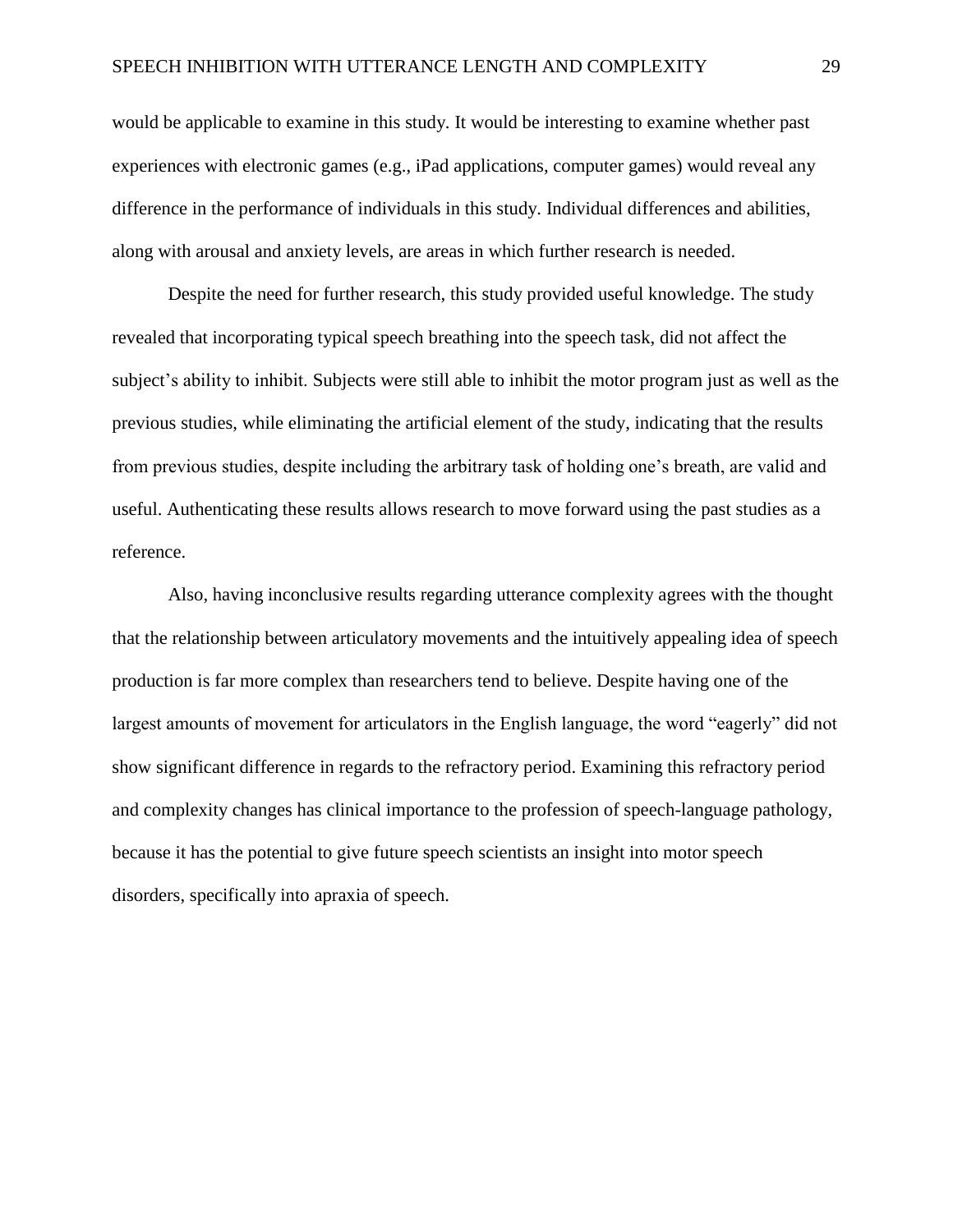would be applicable to examine in this study. It would be interesting to examine whether past experiences with electronic games (e.g., iPad applications, computer games) would reveal any difference in the performance of individuals in this study. Individual differences and abilities, along with arousal and anxiety levels, are areas in which further research is needed.

Despite the need for further research, this study provided useful knowledge. The study revealed that incorporating typical speech breathing into the speech task, did not affect the subject's ability to inhibit. Subjects were still able to inhibit the motor program just as well as the previous studies, while eliminating the artificial element of the study, indicating that the results from previous studies, despite including the arbitrary task of holding one's breath, are valid and useful. Authenticating these results allows research to move forward using the past studies as a reference.

Also, having inconclusive results regarding utterance complexity agrees with the thought that the relationship between articulatory movements and the intuitively appealing idea of speech production is far more complex than researchers tend to believe. Despite having one of the largest amounts of movement for articulators in the English language, the word "eagerly" did not show significant difference in regards to the refractory period. Examining this refractory period and complexity changes has clinical importance to the profession of speech-language pathology, because it has the potential to give future speech scientists an insight into motor speech disorders, specifically into apraxia of speech.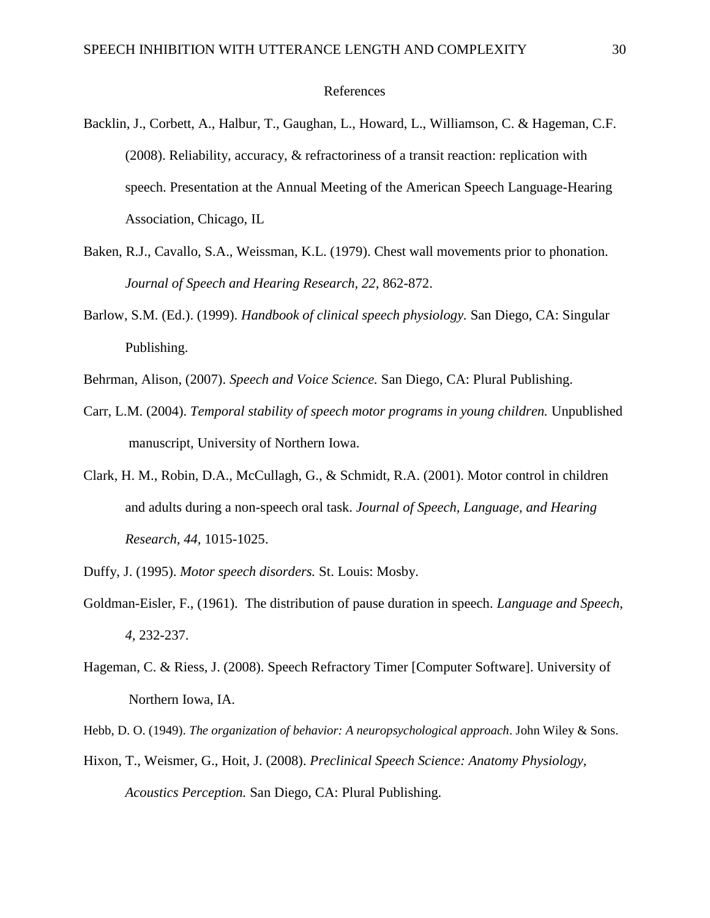# References

Backlin, J., Corbett, A., Halbur, T., Gaughan, L., Howard, L., Williamson, C. & Hageman, C.F. (2008). Reliability, accuracy, & refractoriness of a transit reaction: replication with speech. Presentation at the Annual Meeting of the American Speech Language-Hearing Association, Chicago, IL

Baken, R.J., Cavallo, S.A., Weissman, K.L. (1979). Chest wall movements prior to phonation. *Journal of Speech and Hearing Research, 22,* 862-872.

Barlow, S.M. (Ed.). (1999). *Handbook of clinical speech physiology.* San Diego, CA: Singular Publishing.

Behrman, Alison, (2007). *Speech and Voice Science.* San Diego, CA: Plural Publishing.

Carr, L.M. (2004). *Temporal stability of speech motor programs in young children.* Unpublished manuscript, University of Northern Iowa.

Clark, H. M., Robin, D.A., McCullagh, G., & Schmidt, R.A. (2001). Motor control in children and adults during a non-speech oral task. *Journal of Speech, Language, and Hearing Research, 44,* 1015-1025.

Duffy, J. (1995). *Motor speech disorders.* St. Louis: Mosby.

Goldman-Eisler, F., (1961). The distribution of pause duration in speech. *Language and Speech*, *4*, 232-237.

Hageman, C. & Riess, J. (2008). Speech Refractory Timer [Computer Software]. University of Northern Iowa, IA.

Hebb, D. O. (1949). *The organization of behavior: A neuropsychological approach*. John Wiley & Sons.

Hixon, T., Weismer, G., Hoit, J. (2008). *Preclinical Speech Science: Anatomy Physiology, Acoustics Perception.* San Diego, CA: Plural Publishing.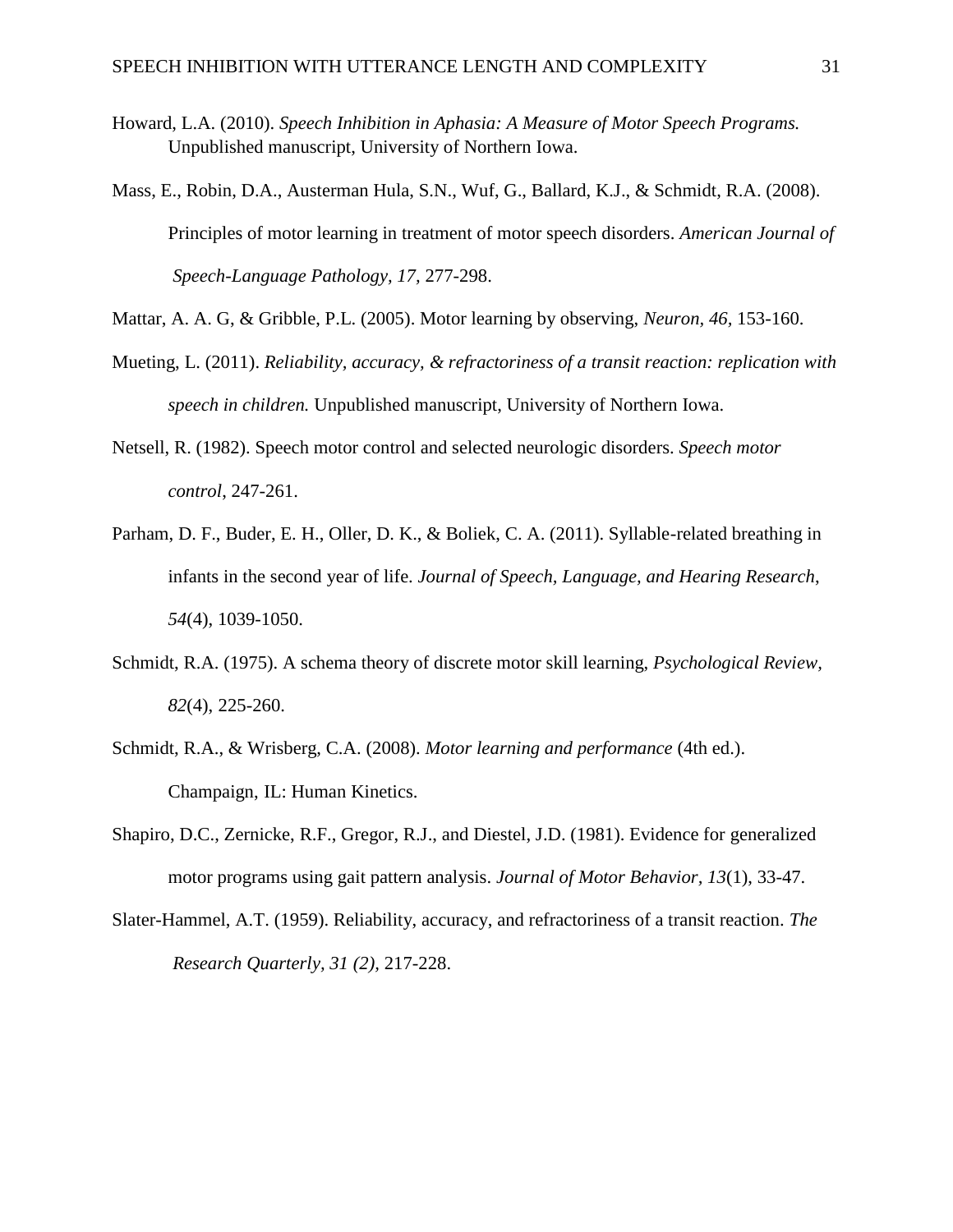Howard, L.A. (2010). *Speech Inhibition in Aphasia: A Measure of Motor Speech Programs.* Unpublished manuscript, University of Northern Iowa.

Mass, E., Robin, D.A., Austerman Hula, S.N., Wuf, G., Ballard, K.J., & Schmidt, R.A. (2008). Principles of motor learning in treatment of motor speech disorders. *American Journal of Speech-Language Pathology, 17,* 277-298.

Mattar, A. A. G, & Gribble, P.L. (2005). Motor learning by observing, *Neuron, 46,* 153-160.

Mueting, L. (2011). *Reliability, accuracy, & refractoriness of a transit reaction: replication with speech in children.* Unpublished manuscript, University of Northern Iowa.

Netsell, R. (1982). Speech motor control and selected neurologic disorders. *Speech motor control*, 247-261.

Parham, D. F., Buder, E. H., Oller, D. K., & Boliek, C. A. (2011). Syllable-related breathing in infants in the second year of life. *Journal of Speech, Language, and Hearing Research*, *54*(4), 1039-1050.

Schmidt, R.A. (1975). A schema theory of discrete motor skill learning, *Psychological Review, 82*(4), 225-260.

Schmidt, R.A., & Wrisberg, C.A. (2008). *Motor learning and performance* (4th ed.). Champaign, IL: Human Kinetics.

Shapiro, D.C., Zernicke, R.F., Gregor, R.J., and Diestel, J.D. (1981). Evidence for generalized motor programs using gait pattern analysis. *Journal of Motor Behavior, 13*(1), 33-47.

Slater-Hammel, A.T. (1959). Reliability, accuracy, and refractoriness of a transit reaction. *The Research Quarterly, 31 (2),* 217-228.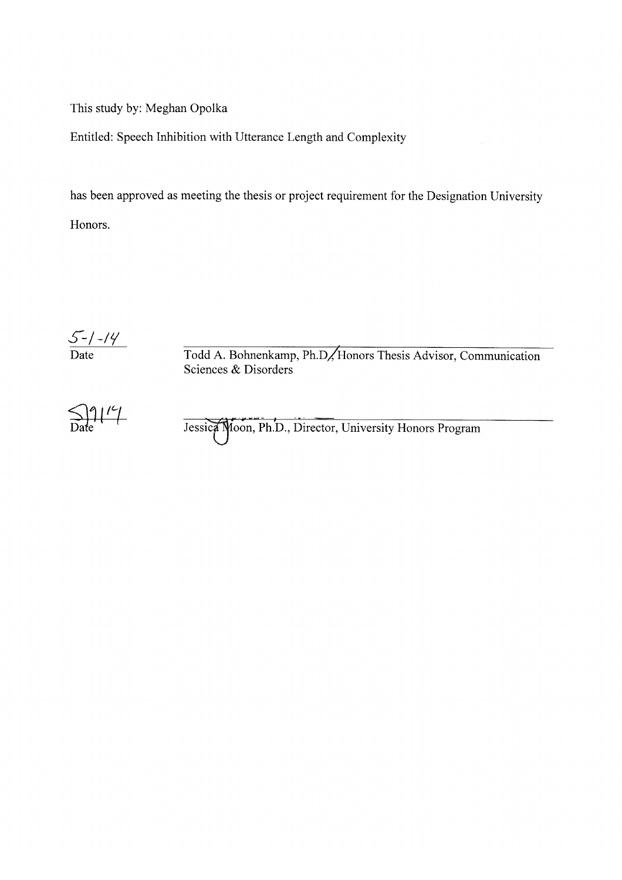This study by: Meghan Opolka

Entitled: Speech Inhibition with Utterance Length and Complexity

has been approved as meeting the thesis or project requirement for the Designation University Honors.

5-1-14
Date

Todd A. Bohnenkamp, Ph.D., Honors Thesis Advisor, Communication Sciences & Disorders

5/9/14
Date

Jessica Moon, Ph.D., Director, University Honors Program